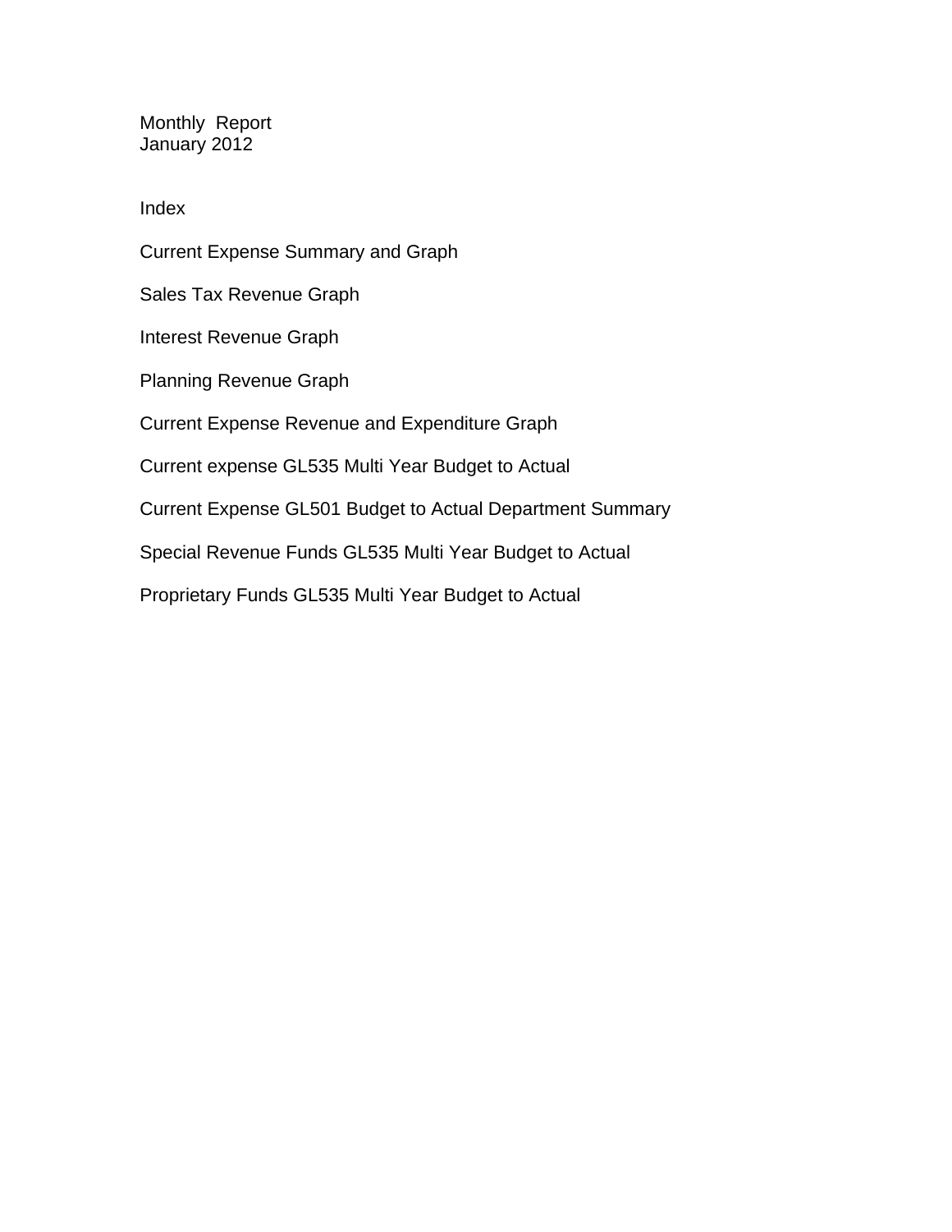# Monthly Report
## January 2012

### Index

Current Expense Summary and Graph

Sales Tax Revenue Graph

Interest Revenue Graph

Planning Revenue Graph

Current Expense Revenue and Expenditure Graph

Current expense GL535 Multi Year Budget to Actual

Current Expense GL501 Budget to Actual Department Summary

Special Revenue Funds GL535 Multi Year Budget to Actual

Proprietary Funds GL535 Multi Year Budget to Actual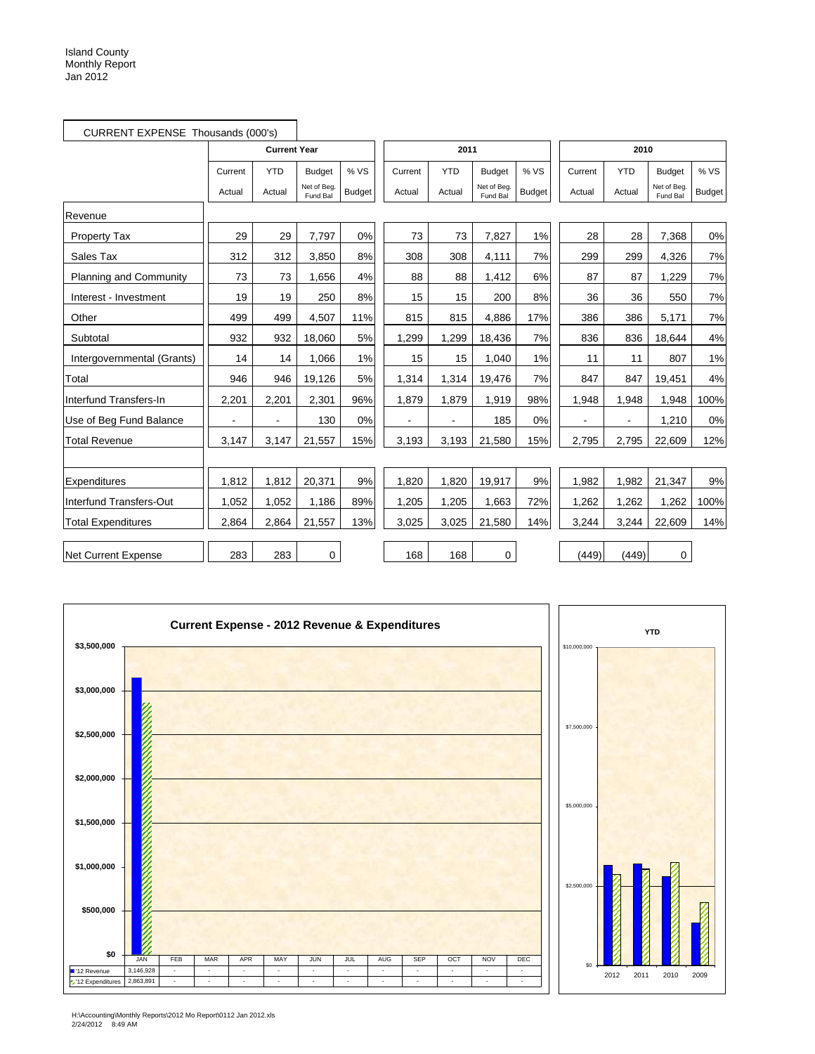Island County
Monthly Report
Jan 2012

CURRENT EXPENSE Thousands (000's)

| | Current Year | | | | 2011 | | | | 2010 | | | |
|---|---|---|---|---|---|---|---|---|---|---|---|---|
| | Current Actual | YTD Actual | Budget Net of Beg. Fund Bal | % VS Budget | Current Actual | YTD Actual | Budget Net of Beg. Fund Bal | % VS Budget | Current Actual | YTD Actual | Budget Net of Beg. Fund Bal | % VS Budget |
| Revenue | | | | | | | | | | | | |
| Property Tax | 29 | 29 | 7,797 | 0% | 73 | 73 | 7,827 | 1% | 28 | 28 | 7,368 | 0% |
| Sales Tax | 312 | 312 | 3,850 | 8% | 308 | 308 | 4,111 | 7% | 299 | 299 | 4,326 | 7% |
| Planning and Community | 73 | 73 | 1,656 | 4% | 88 | 88 | 1,412 | 6% | 87 | 87 | 1,229 | 7% |
| Interest - Investment | 19 | 19 | 250 | 8% | 15 | 15 | 200 | 8% | 36 | 36 | 550 | 7% |
| Other | 499 | 499 | 4,507 | 11% | 815 | 815 | 4,886 | 17% | 386 | 386 | 5,171 | 7% |
| Subtotal | 932 | 932 | 18,060 | 5% | 1,299 | 1,299 | 18,436 | 7% | 836 | 836 | 18,644 | 4% |
| Intergovernmental (Grants) | 14 | 14 | 1,066 | 1% | 15 | 15 | 1,040 | 1% | 11 | 11 | 807 | 1% |
| Total | 946 | 946 | 19,126 | 5% | 1,314 | 1,314 | 19,476 | 7% | 847 | 847 | 19,451 | 4% |
| Interfund Transfers-In | 2,201 | 2,201 | 2,301 | 96% | 1,879 | 1,879 | 1,919 | 98% | 1,948 | 1,948 | 1,948 | 100% |
| Use of Beg Fund Balance | - | - | 130 | 0% | - | - | 185 | 0% | - | - | 1,210 | 0% |
| Total Revenue | 3,147 | 3,147 | 21,557 | 15% | 3,193 | 3,193 | 21,580 | 15% | 2,795 | 2,795 | 22,609 | 12% |
| | | | | | | | | | | | | |
| Expenditures | 1,812 | 1,812 | 20,371 | 9% | 1,820 | 1,820 | 19,917 | 9% | 1,982 | 1,982 | 21,347 | 9% |
| Interfund Transfers-Out | 1,052 | 1,052 | 1,186 | 89% | 1,205 | 1,205 | 1,663 | 72% | 1,262 | 1,262 | 1,262 | 100% |
| Total Expenditures | 2,864 | 2,864 | 21,557 | 13% | 3,025 | 3,025 | 21,580 | 14% | 3,244 | 3,244 | 22,609 | 14% |
| | | | | | | | | | | | | |
| Net Current Expense | 283 | 283 | 0 | | 168 | 168 | 0 | | (449) | (449) | 0 | |

**Current Expense - 2012 Revenue & Expenditures**

| | JAN | FEB | MAR | APR | MAY | JUN | JUL | AUG | SEP | OCT | NOV | DEC |
|---|---|---|---|---|---|---|---|---|---|---|---|---|
| '12 Revenue | 3,146,928 | - | - | - | - | - | - | - | - | - | - | - |
| '12 Expenditures | 2,863,891 | - | - | - | - | - | - | - | - | - | - | - |

**YTD**

H:\Accounting\Monthly Reports\2012 Mo Report\0112 Jan 2012.xls
2/24/2012 8:49 AM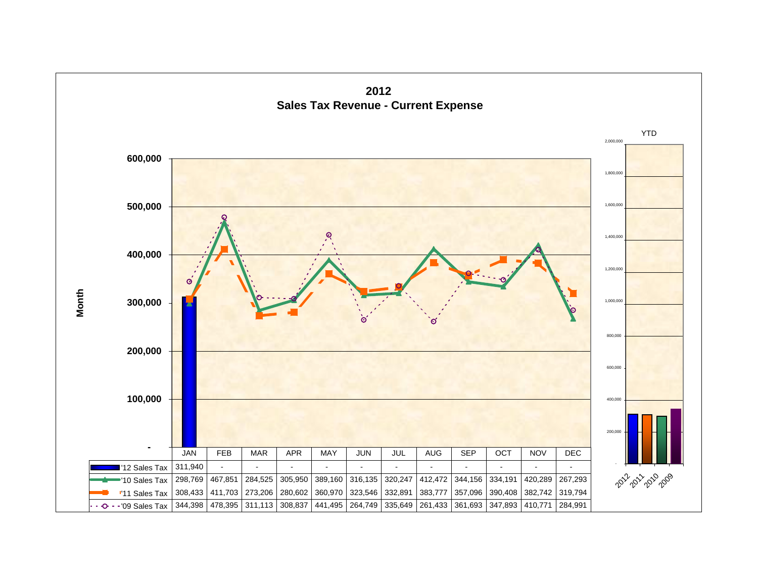# 2012
## Sales Tax Revenue - Current Expense

| | JAN | FEB | MAR | APR | MAY | JUN | JUL | AUG | SEP | OCT | NOV | DEC |
|---|---|---|---|---|---|---|---|---|---|---|---|---|
| '12 Sales Tax | 311,940 | - | - | - | - | - | - | - | - | - | - | - |
| '10 Sales Tax | 298,769 | 467,851 | 284,525 | 305,950 | 389,160 | 316,135 | 320,247 | 412,472 | 344,156 | 334,191 | 420,289 | 267,293 |
| '11 Sales Tax | 308,433 | 411,703 | 273,206 | 280,602 | 360,970 | 323,546 | 332,891 | 383,777 | 357,096 | 390,408 | 382,742 | 319,794 |
| '09 Sales Tax | 344,398 | 478,395 | 311,113 | 308,837 | 441,495 | 264,749 | 335,649 | 261,433 | 361,693 | 347,893 | 410,771 | 284,991 |

Month

YTD

2012 2011 2010 2009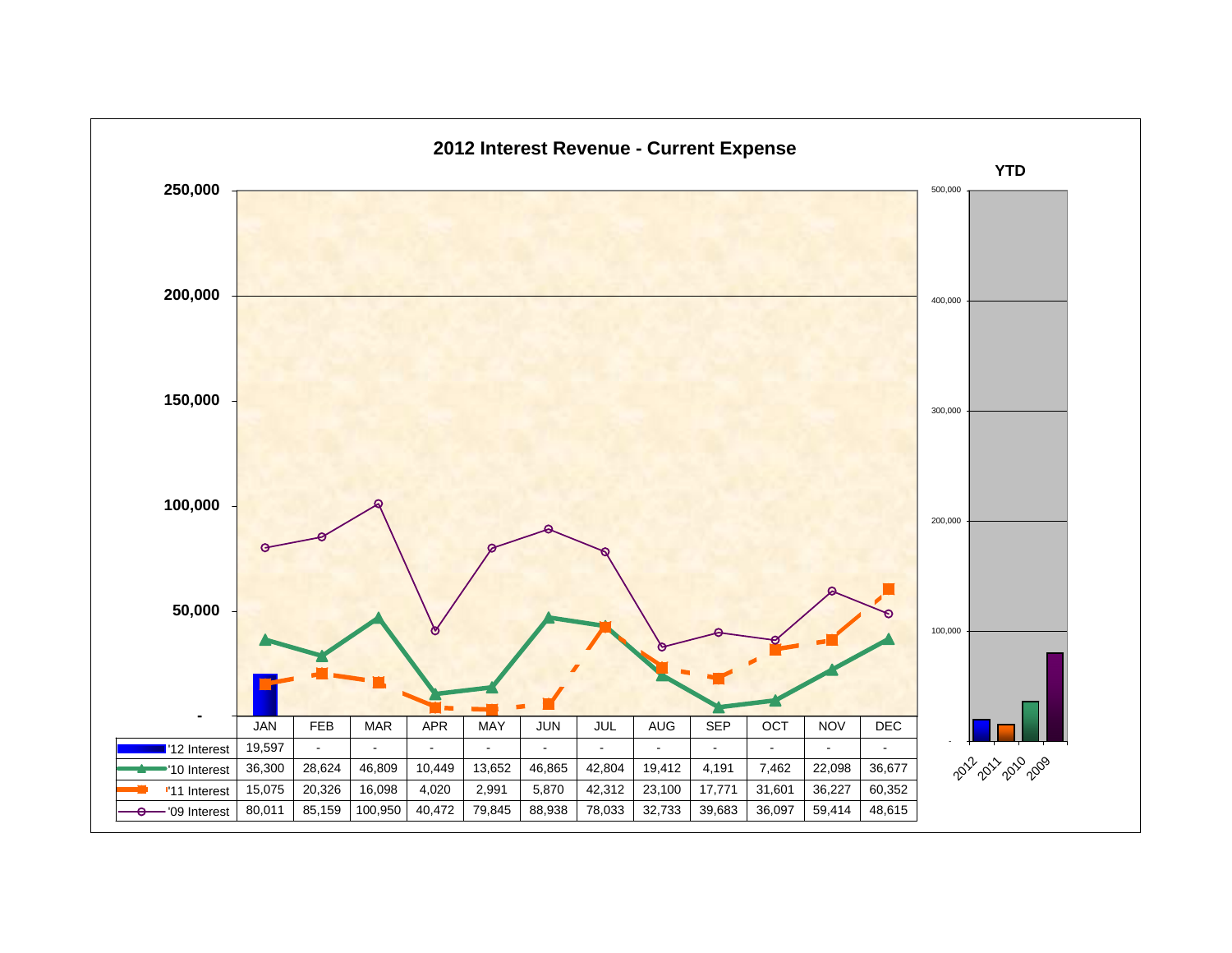# 2012 Interest Revenue - Current Expense

| | JAN | FEB | MAR | APR | MAY | JUN | JUL | AUG | SEP | OCT | NOV | DEC |
|---|---|---|---|---|---|---|---|---|---|---|---|---|
| '12 Interest | 19,597 | - | - | - | - | - | - | - | - | - | - | - |
| '10 Interest | 36,300 | 28,624 | 46,809 | 10,449 | 13,652 | 46,865 | 42,804 | 19,412 | 4,191 | 7,462 | 22,098 | 36,677 |
| '11 Interest | 15,075 | 20,326 | 16,098 | 4,020 | 2,991 | 5,870 | 42,312 | 23,100 | 17,771 | 31,601 | 36,227 | 60,352 |
| '09 Interest | 80,011 | 85,159 | 100,950 | 40,472 | 79,845 | 88,938 | 78,033 | 32,733 | 39,683 | 36,097 | 59,414 | 48,615 |

**YTD**

2012, 2011, 2010, 2009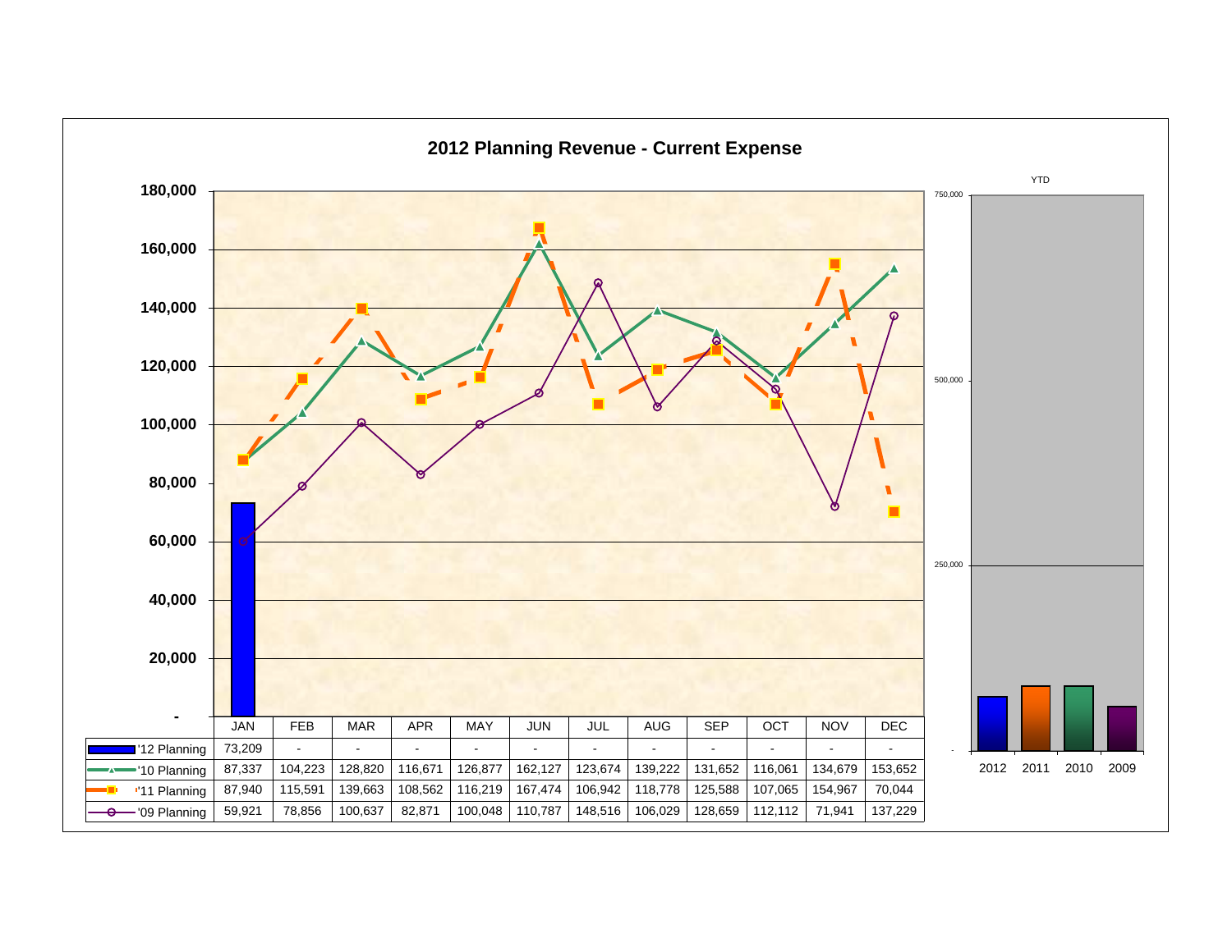# 2012 Planning Revenue - Current Expense

| | JAN | FEB | MAR | APR | MAY | JUN | JUL | AUG | SEP | OCT | NOV | DEC |
|---|---|---|---|---|---|---|---|---|---|---|---|---|
| '12 Planning | 73,209 | - | - | - | - | - | - | - | - | - | - | - |
| '10 Planning | 87,337 | 104,223 | 128,820 | 116,671 | 126,877 | 162,127 | 123,674 | 139,222 | 131,652 | 116,061 | 134,679 | 153,652 |
| '11 Planning | 87,940 | 115,591 | 139,663 | 108,562 | 116,219 | 167,474 | 106,942 | 118,778 | 125,588 | 107,065 | 154,967 | 70,044 |
| '09 Planning | 59,921 | 78,856 | 100,637 | 82,871 | 100,048 | 110,787 | 148,516 | 106,029 | 128,659 | 112,112 | 71,941 | 137,229 |

YTD

2012 2011 2010 2009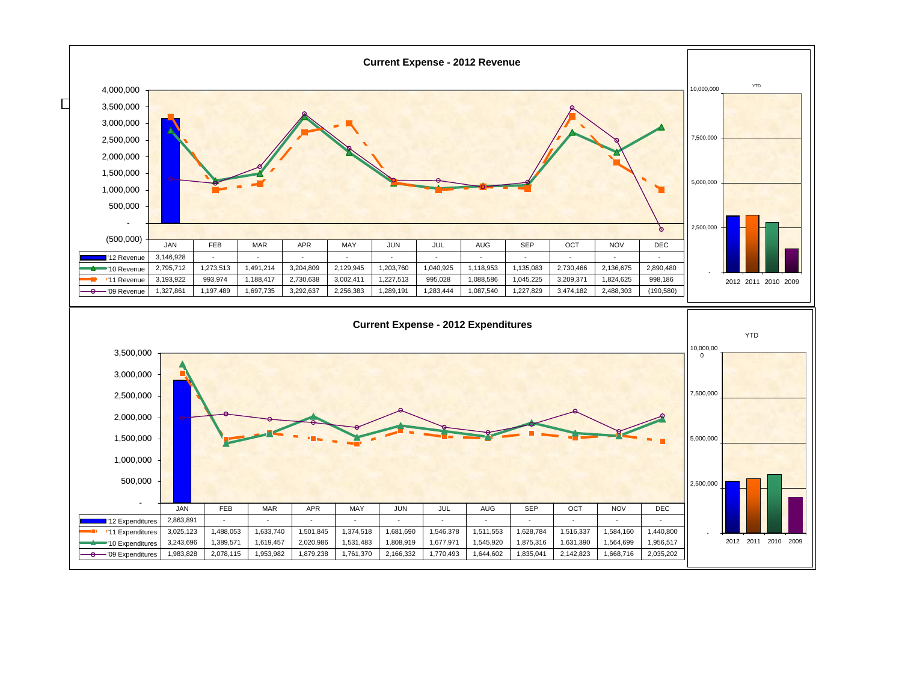## Current Expense - 2012 Revenue

| | JAN | FEB | MAR | APR | MAY | JUN | JUL | AUG | SEP | OCT | NOV | DEC |
|---|---|---|---|---|---|---|---|---|---|---|---|---|
| '12 Revenue | 3,146,928 | - | - | - | - | - | - | - | - | - | - | - |
| '10 Revenue | 2,795,712 | 1,273,513 | 1,491,214 | 3,204,809 | 2,129,945 | 1,203,760 | 1,040,925 | 1,118,953 | 1,135,083 | 2,730,466 | 2,136,675 | 2,890,480 |
| '11 Revenue | 3,193,922 | 993,974 | 1,188,417 | 2,730,638 | 3,002,411 | 1,227,513 | 995,028 | 1,088,586 | 1,045,225 | 3,209,371 | 1,824,625 | 998,186 |
| '09 Revenue | 1,327,861 | 1,197,489 | 1,697,735 | 3,292,637 | 2,256,383 | 1,289,191 | 1,283,444 | 1,087,540 | 1,227,829 | 3,474,182 | 2,488,303 | (190,580) |

YTD

## Current Expense - 2012 Expenditures

| | JAN | FEB | MAR | APR | MAY | JUN | JUL | AUG | SEP | OCT | NOV | DEC |
|---|---|---|---|---|---|---|---|---|---|---|---|---|
| '12 Expenditures | 2,863,891 | - | - | - | - | - | - | - | - | - | - | - |
| '11 Expenditures | 3,025,123 | 1,488,053 | 1,633,740 | 1,501,845 | 1,374,518 | 1,681,690 | 1,546,378 | 1,511,553 | 1,628,784 | 1,516,337 | 1,584,160 | 1,440,800 |
| '10 Expenditures | 3,243,696 | 1,389,571 | 1,619,457 | 2,020,986 | 1,531,483 | 1,808,919 | 1,677,971 | 1,545,920 | 1,875,316 | 1,631,390 | 1,564,699 | 1,956,517 |
| '09 Expenditures | 1,983,828 | 2,078,115 | 1,953,982 | 1,879,238 | 1,761,370 | 2,166,332 | 1,770,493 | 1,644,602 | 1,835,041 | 2,142,823 | 1,668,716 | 2,035,202 |

YTD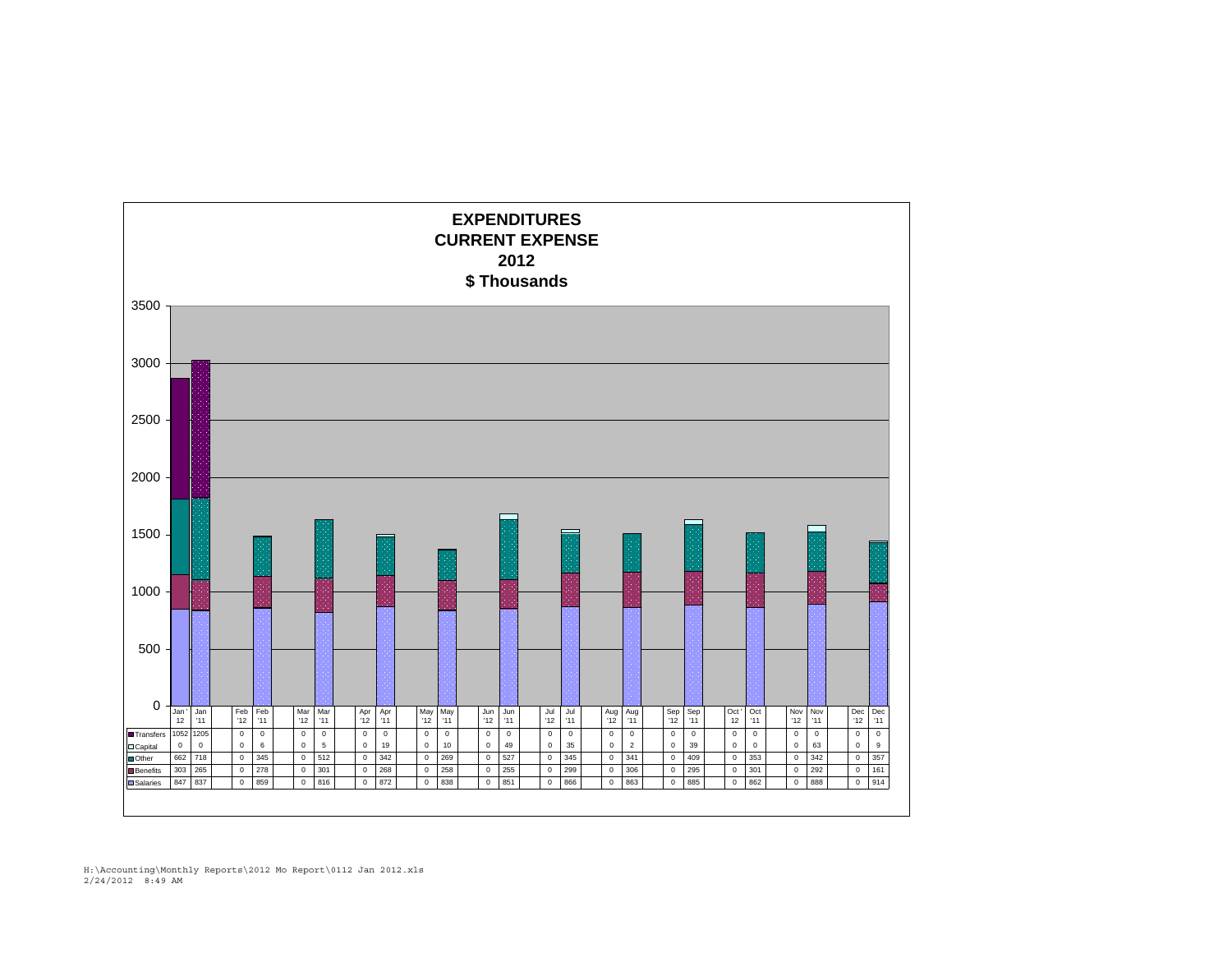# EXPENDITURES
## CURRENT EXPENSE
## 2012
## $ Thousands

| | Jan '12 | Jan '11 | Feb '12 | Feb '11 | Mar '12 | Mar '11 | Apr '12 | Apr '11 | May '12 | May '11 | Jun '12 | Jun '11 | Jul '12 | Jul '11 | Aug '12 | Aug '11 | Sep '12 | Sep '11 | Oct '12 | Oct '11 | Nov '12 | Nov '11 | Dec '12 | Dec '11 |
|---|---|---|---|---|---|---|---|---|---|---|---|---|---|---|---|---|---|---|---|---|---|---|---|---|
| Transfers | 1052 | 1205 | 0 | 0 | 0 | 0 | 0 | 0 | 0 | 0 | 0 | 0 | 0 | 0 | 0 | 0 | 0 | 0 | 0 | 0 | 0 | 0 | 0 | 0 |
| Capital | 0 | 0 | 0 | 6 | 0 | 5 | 0 | 19 | 0 | 10 | 0 | 49 | 0 | 35 | 0 | 2 | 0 | 39 | 0 | 0 | 0 | 63 | 0 | 9 |
| Other | 662 | 718 | 0 | 345 | 0 | 512 | 0 | 342 | 0 | 269 | 0 | 527 | 0 | 345 | 0 | 341 | 0 | 409 | 0 | 353 | 0 | 342 | 0 | 357 |
| Benefits | 303 | 265 | 0 | 278 | 0 | 301 | 0 | 268 | 0 | 258 | 0 | 255 | 0 | 299 | 0 | 306 | 0 | 295 | 0 | 301 | 0 | 292 | 0 | 161 |
| Salaries | 847 | 837 | 0 | 859 | 0 | 816 | 0 | 872 | 0 | 838 | 0 | 851 | 0 | 866 | 0 | 863 | 0 | 885 | 0 | 862 | 0 | 888 | 0 | 914 |

H:\Accounting\Monthly Reports\2012 Mo Report\0112 Jan 2012.xls
2/24/2012 8:49 AM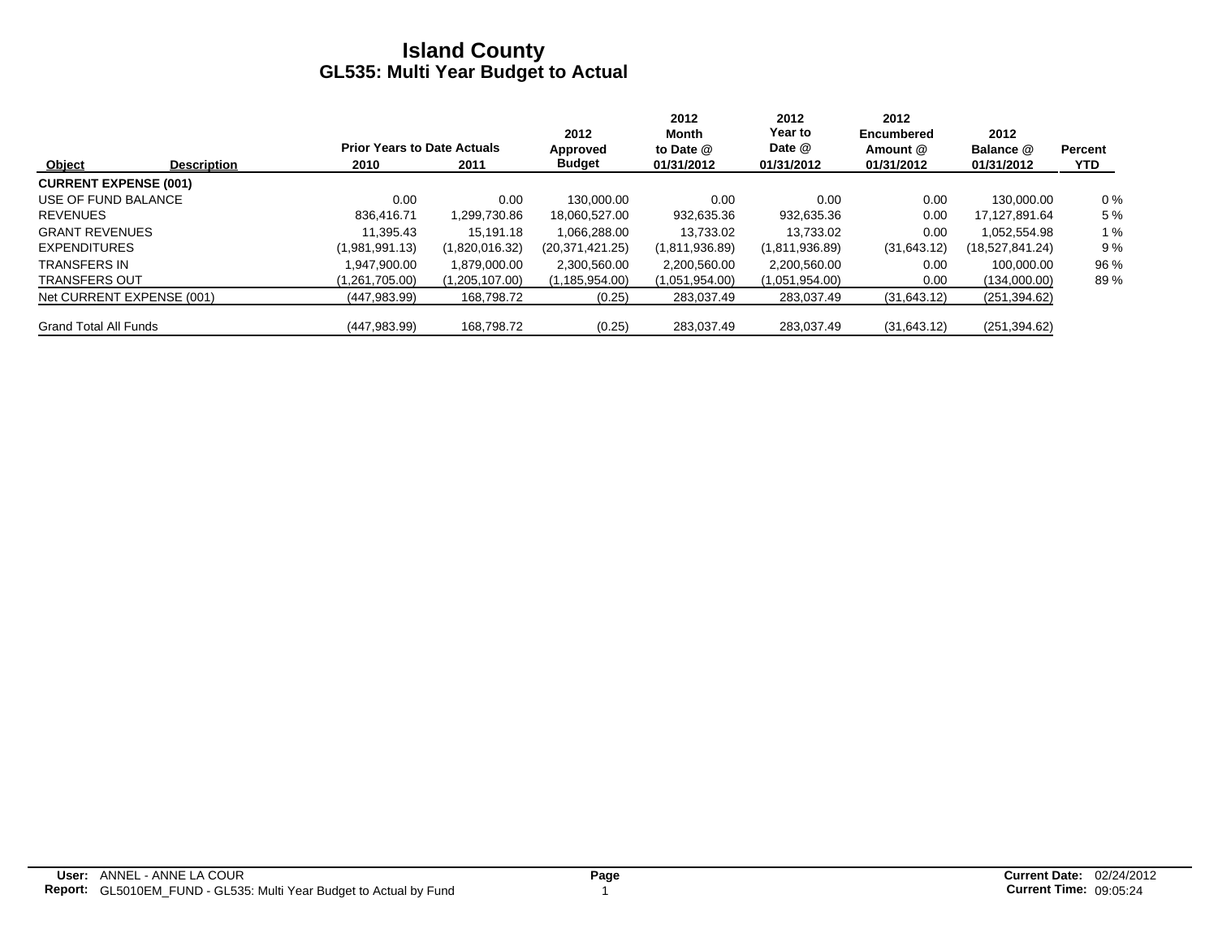# Island County
## GL535: Multi Year Budget to Actual

| Object | Description | Prior Years to Date Actuals 2010 | 2011 | 2012 Approved Budget | 2012 Month to Date @ 01/31/2012 | 2012 Year to Date @ 01/31/2012 | 2012 Encumbered Amount @ 01/31/2012 | 2012 Balance @ 01/31/2012 | Percent YTD |
|---|---|---|---|---|---|---|---|---|---|
| **CURRENT EXPENSE (001)** | | | | | | | | | |
| USE OF FUND BALANCE | | 0.00 | 0.00 | 130,000.00 | 0.00 | 0.00 | 0.00 | 130,000.00 | 0 % |
| REVENUES | | 836,416.71 | 1,299,730.86 | 18,060,527.00 | 932,635.36 | 932,635.36 | 0.00 | 17,127,891.64 | 5 % |
| GRANT REVENUES | | 11,395.43 | 15,191.18 | 1,066,288.00 | 13,733.02 | 13,733.02 | 0.00 | 1,052,554.98 | 1 % |
| EXPENDITURES | | (1,981,991.13) | (1,820,016.32) | (20,371,421.25) | (1,811,936.89) | (1,811,936.89) | (31,643.12) | (18,527,841.24) | 9 % |
| TRANSFERS IN | | 1,947,900.00 | 1,879,000.00 | 2,300,560.00 | 2,200,560.00 | 2,200,560.00 | 0.00 | 100,000.00 | 96 % |
| TRANSFERS OUT | | (1,261,705.00) | (1,205,107.00) | (1,185,954.00) | (1,051,954.00) | (1,051,954.00) | 0.00 | (134,000.00) | 89 % |
| Net CURRENT EXPENSE (001) | | (447,983.99) | 168,798.72 | (0.25) | 283,037.49 | 283,037.49 | (31,643.12) | (251,394.62) | |
| Grand Total All Funds | | (447,983.99) | 168,798.72 | (0.25) | 283,037.49 | 283,037.49 | (31,643.12) | (251,394.62) | |

**User:** ANNEL - ANNE LA COUR
**Report:** GL5010EM_FUND - GL535: Multi Year Budget to Actual by Fund

**Current Date:** 02/24/2012
**Current Time:** 09:05:24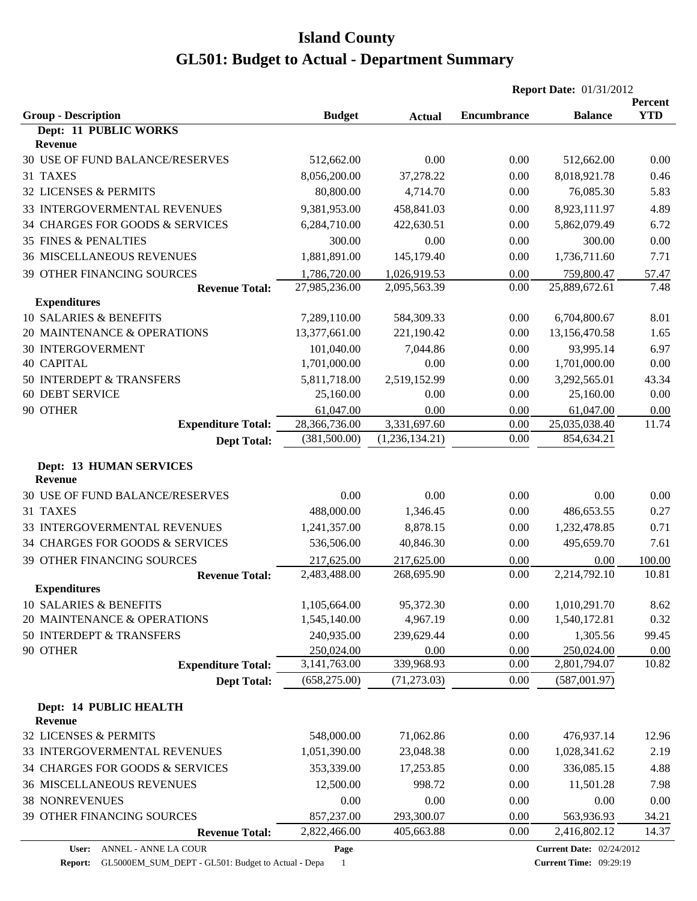# Island County

# GL501: Budget to Actual - Department Summary

**Report Date:** 01/31/2012

| Group - Description | Budget | Actual | Encumbrance | Balance | Percent YTD |
|---|---|---|---|---|---|
| **Dept: 11 PUBLIC WORKS** | | | | | |
| **Revenue** | | | | | |
| 30 USE OF FUND BALANCE/RESERVES | 512,662.00 | 0.00 | 0.00 | 512,662.00 | 0.00 |
| 31 TAXES | 8,056,200.00 | 37,278.22 | 0.00 | 8,018,921.78 | 0.46 |
| 32 LICENSES & PERMITS | 80,800.00 | 4,714.70 | 0.00 | 76,085.30 | 5.83 |
| 33 INTERGOVERMENTAL REVENUES | 9,381,953.00 | 458,841.03 | 0.00 | 8,923,111.97 | 4.89 |
| 34 CHARGES FOR GOODS & SERVICES | 6,284,710.00 | 422,630.51 | 0.00 | 5,862,079.49 | 6.72 |
| 35 FINES & PENALTIES | 300.00 | 0.00 | 0.00 | 300.00 | 0.00 |
| 36 MISCELLANEOUS REVENUES | 1,881,891.00 | 145,179.40 | 0.00 | 1,736,711.60 | 7.71 |
| 39 OTHER FINANCING SOURCES | 1,786,720.00 | 1,026,919.53 | 0.00 | 759,800.47 | 57.47 |
| **Revenue Total:** | 27,985,236.00 | 2,095,563.39 | 0.00 | 25,889,672.61 | 7.48 |
| **Expenditures** | | | | | |
| 10 SALARIES & BENEFITS | 7,289,110.00 | 584,309.33 | 0.00 | 6,704,800.67 | 8.01 |
| 20 MAINTENANCE & OPERATIONS | 13,377,661.00 | 221,190.42 | 0.00 | 13,156,470.58 | 1.65 |
| 30 INTERGOVERMENT | 101,040.00 | 7,044.86 | 0.00 | 93,995.14 | 6.97 |
| 40 CAPITAL | 1,701,000.00 | 0.00 | 0.00 | 1,701,000.00 | 0.00 |
| 50 INTERDEPT & TRANSFERS | 5,811,718.00 | 2,519,152.99 | 0.00 | 3,292,565.01 | 43.34 |
| 60 DEBT SERVICE | 25,160.00 | 0.00 | 0.00 | 25,160.00 | 0.00 |
| 90 OTHER | 61,047.00 | 0.00 | 0.00 | 61,047.00 | 0.00 |
| **Expenditure Total:** | 28,366,736.00 | 3,331,697.60 | 0.00 | 25,035,038.40 | 11.74 |
| **Dept Total:** | (381,500.00) | (1,236,134.21) | 0.00 | 854,634.21 | |
| **Dept: 13 HUMAN SERVICES** | | | | | |
| **Revenue** | | | | | |
| 30 USE OF FUND BALANCE/RESERVES | 0.00 | 0.00 | 0.00 | 0.00 | 0.00 |
| 31 TAXES | 488,000.00 | 1,346.45 | 0.00 | 486,653.55 | 0.27 |
| 33 INTERGOVERMENTAL REVENUES | 1,241,357.00 | 8,878.15 | 0.00 | 1,232,478.85 | 0.71 |
| 34 CHARGES FOR GOODS & SERVICES | 536,506.00 | 40,846.30 | 0.00 | 495,659.70 | 7.61 |
| 39 OTHER FINANCING SOURCES | 217,625.00 | 217,625.00 | 0.00 | 0.00 | 100.00 |
| **Revenue Total:** | 2,483,488.00 | 268,695.90 | 0.00 | 2,214,792.10 | 10.81 |
| **Expenditures** | | | | | |
| 10 SALARIES & BENEFITS | 1,105,664.00 | 95,372.30 | 0.00 | 1,010,291.70 | 8.62 |
| 20 MAINTENANCE & OPERATIONS | 1,545,140.00 | 4,967.19 | 0.00 | 1,540,172.81 | 0.32 |
| 50 INTERDEPT & TRANSFERS | 240,935.00 | 239,629.44 | 0.00 | 1,305.56 | 99.45 |
| 90 OTHER | 250,024.00 | 0.00 | 0.00 | 250,024.00 | 0.00 |
| **Expenditure Total:** | 3,141,763.00 | 339,968.93 | 0.00 | 2,801,794.07 | 10.82 |
| **Dept Total:** | (658,275.00) | (71,273.03) | 0.00 | (587,001.97) | |
| **Dept: 14 PUBLIC HEALTH** | | | | | |
| **Revenue** | | | | | |
| 32 LICENSES & PERMITS | 548,000.00 | 71,062.86 | 0.00 | 476,937.14 | 12.96 |
| 33 INTERGOVERMENTAL REVENUES | 1,051,390.00 | 23,048.38 | 0.00 | 1,028,341.62 | 2.19 |
| 34 CHARGES FOR GOODS & SERVICES | 353,339.00 | 17,253.85 | 0.00 | 336,085.15 | 4.88 |
| 36 MISCELLANEOUS REVENUES | 12,500.00 | 998.72 | 0.00 | 11,501.28 | 7.98 |
| 38 NONREVENUES | 0.00 | 0.00 | 0.00 | 0.00 | 0.00 |
| 39 OTHER FINANCING SOURCES | 857,237.00 | 293,300.07 | 0.00 | 563,936.93 | 34.21 |
| **Revenue Total:** | 2,822,466.00 | 405,663.88 | 0.00 | 2,416,802.12 | 14.37 |

**User:** ANNEL - ANNE LA COUR
**Report:** GL5000EM_SUM_DEPT - GL501: Budget to Actual - Depa
**Current Date:** 02/24/2012
**Current Time:** 09:29:19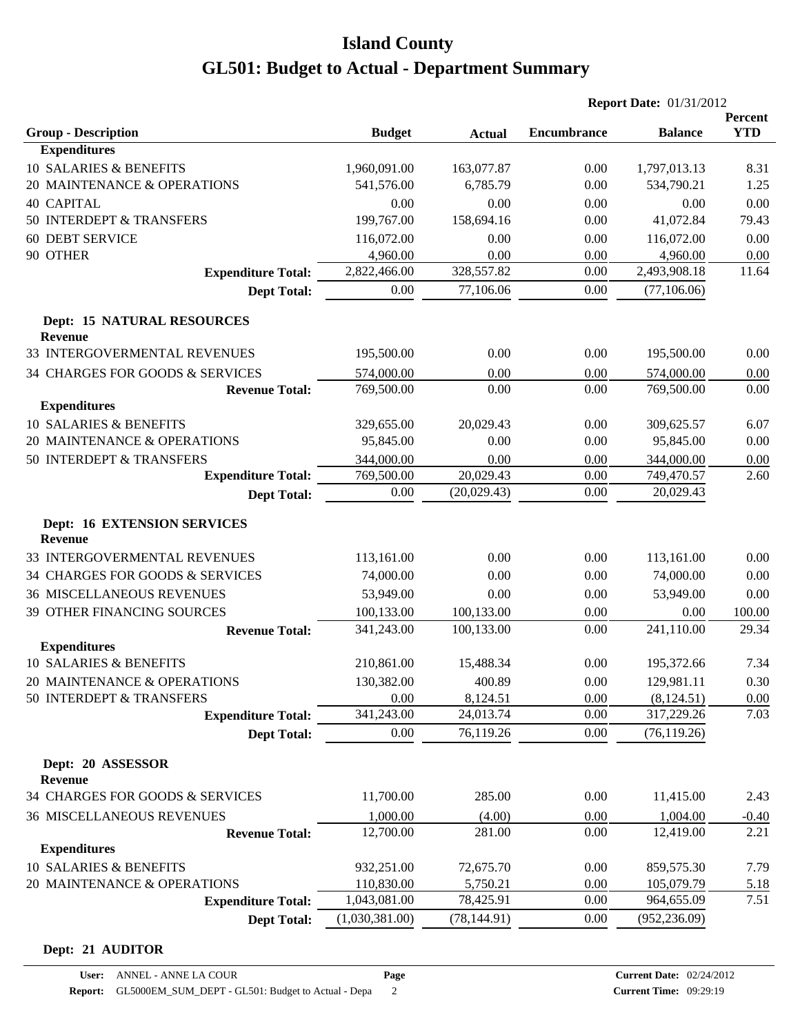# Island County

# GL501: Budget to Actual - Department Summary

**Report Date:** 01/31/2012

| Group - Description | Budget | Actual | Encumbrance | Balance | Percent YTD |
|---|---|---|---|---|---|
| **Expenditures** | | | | | |
| 10 SALARIES & BENEFITS | 1,960,091.00 | 163,077.87 | 0.00 | 1,797,013.13 | 8.31 |
| 20 MAINTENANCE & OPERATIONS | 541,576.00 | 6,785.79 | 0.00 | 534,790.21 | 1.25 |
| 40 CAPITAL | 0.00 | 0.00 | 0.00 | 0.00 | 0.00 |
| 50 INTERDEPT & TRANSFERS | 199,767.00 | 158,694.16 | 0.00 | 41,072.84 | 79.43 |
| 60 DEBT SERVICE | 116,072.00 | 0.00 | 0.00 | 116,072.00 | 0.00 |
| 90 OTHER | 4,960.00 | 0.00 | 0.00 | 4,960.00 | 0.00 |
| **Expenditure Total:** | 2,822,466.00 | 328,557.82 | 0.00 | 2,493,908.18 | 11.64 |
| **Dept Total:** | 0.00 | 77,106.06 | 0.00 | (77,106.06) | |
| **Dept: 15 NATURAL RESOURCES** | | | | | |
| **Revenue** | | | | | |
| 33 INTERGOVERMENTAL REVENUES | 195,500.00 | 0.00 | 0.00 | 195,500.00 | 0.00 |
| 34 CHARGES FOR GOODS & SERVICES | 574,000.00 | 0.00 | 0.00 | 574,000.00 | 0.00 |
| **Revenue Total:** | 769,500.00 | 0.00 | 0.00 | 769,500.00 | 0.00 |
| **Expenditures** | | | | | |
| 10 SALARIES & BENEFITS | 329,655.00 | 20,029.43 | 0.00 | 309,625.57 | 6.07 |
| 20 MAINTENANCE & OPERATIONS | 95,845.00 | 0.00 | 0.00 | 95,845.00 | 0.00 |
| 50 INTERDEPT & TRANSFERS | 344,000.00 | 0.00 | 0.00 | 344,000.00 | 0.00 |
| **Expenditure Total:** | 769,500.00 | 20,029.43 | 0.00 | 749,470.57 | 2.60 |
| **Dept Total:** | 0.00 | (20,029.43) | 0.00 | 20,029.43 | |
| **Dept: 16 EXTENSION SERVICES** | | | | | |
| **Revenue** | | | | | |
| 33 INTERGOVERMENTAL REVENUES | 113,161.00 | 0.00 | 0.00 | 113,161.00 | 0.00 |
| 34 CHARGES FOR GOODS & SERVICES | 74,000.00 | 0.00 | 0.00 | 74,000.00 | 0.00 |
| 36 MISCELLANEOUS REVENUES | 53,949.00 | 0.00 | 0.00 | 53,949.00 | 0.00 |
| 39 OTHER FINANCING SOURCES | 100,133.00 | 100,133.00 | 0.00 | 0.00 | 100.00 |
| **Revenue Total:** | 341,243.00 | 100,133.00 | 0.00 | 241,110.00 | 29.34 |
| **Expenditures** | | | | | |
| 10 SALARIES & BENEFITS | 210,861.00 | 15,488.34 | 0.00 | 195,372.66 | 7.34 |
| 20 MAINTENANCE & OPERATIONS | 130,382.00 | 400.89 | 0.00 | 129,981.11 | 0.30 |
| 50 INTERDEPT & TRANSFERS | 0.00 | 8,124.51 | 0.00 | (8,124.51) | 0.00 |
| **Expenditure Total:** | 341,243.00 | 24,013.74 | 0.00 | 317,229.26 | 7.03 |
| **Dept Total:** | 0.00 | 76,119.26 | 0.00 | (76,119.26) | |
| **Dept: 20 ASSESSOR** | | | | | |
| **Revenue** | | | | | |
| 34 CHARGES FOR GOODS & SERVICES | 11,700.00 | 285.00 | 0.00 | 11,415.00 | 2.43 |
| 36 MISCELLANEOUS REVENUES | 1,000.00 | (4.00) | 0.00 | 1,004.00 | -0.40 |
| **Revenue Total:** | 12,700.00 | 281.00 | 0.00 | 12,419.00 | 2.21 |
| **Expenditures** | | | | | |
| 10 SALARIES & BENEFITS | 932,251.00 | 72,675.70 | 0.00 | 859,575.30 | 7.79 |
| 20 MAINTENANCE & OPERATIONS | 110,830.00 | 5,750.21 | 0.00 | 105,079.79 | 5.18 |
| **Expenditure Total:** | 1,043,081.00 | 78,425.91 | 0.00 | 964,655.09 | 7.51 |
| **Dept Total:** | (1,030,381.00) | (78,144.91) | 0.00 | (952,236.09) | |

**Dept: 21 AUDITOR**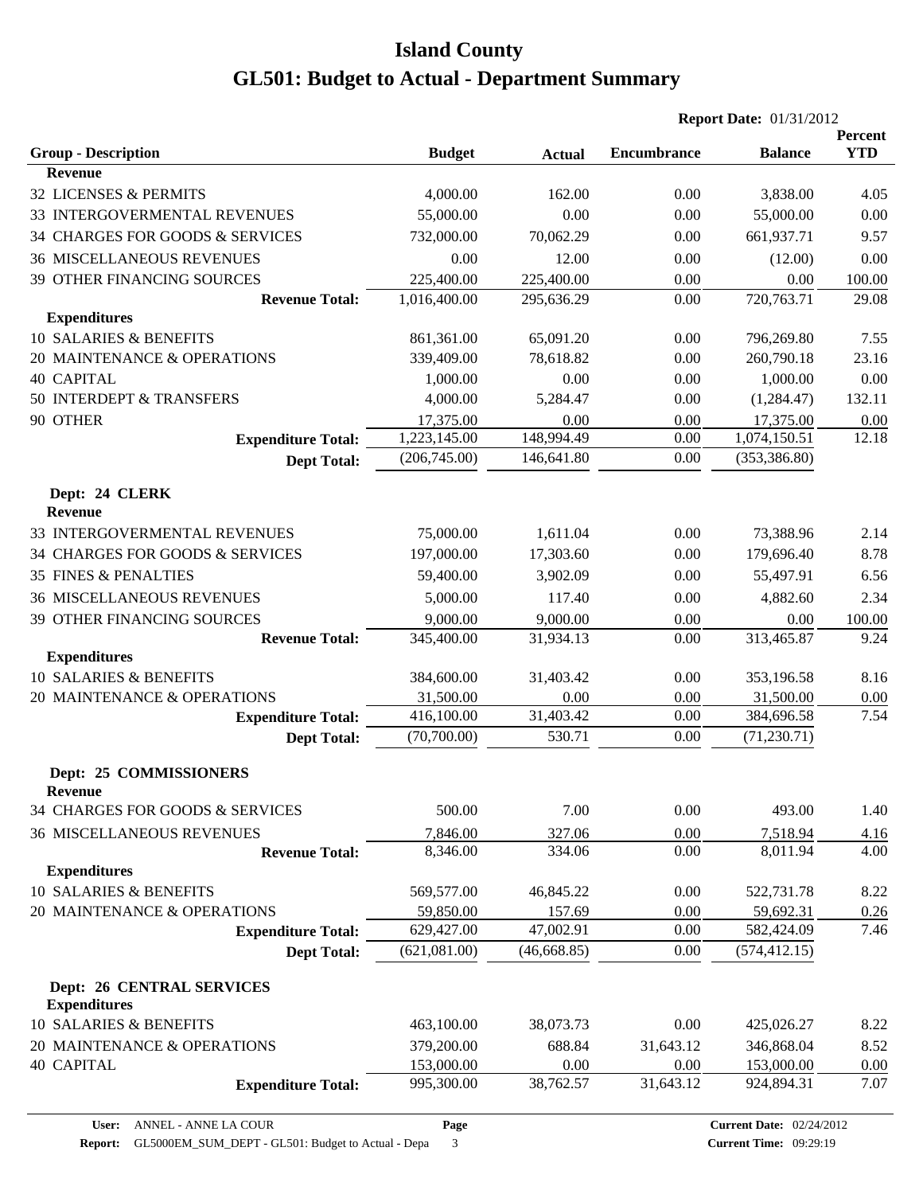# Island County

# GL501: Budget to Actual - Department Summary

**Report Date:** 01/31/2012

| Group - Description | Budget | Actual | Encumbrance | Balance | Percent YTD |
|---|---|---|---|---|---|
| **Revenue** | | | | | |
| 32 LICENSES & PERMITS | 4,000.00 | 162.00 | 0.00 | 3,838.00 | 4.05 |
| 33 INTERGOVERMENTAL REVENUES | 55,000.00 | 0.00 | 0.00 | 55,000.00 | 0.00 |
| 34 CHARGES FOR GOODS & SERVICES | 732,000.00 | 70,062.29 | 0.00 | 661,937.71 | 9.57 |
| 36 MISCELLANEOUS REVENUES | 0.00 | 12.00 | 0.00 | (12.00) | 0.00 |
| 39 OTHER FINANCING SOURCES | 225,400.00 | 225,400.00 | 0.00 | 0.00 | 100.00 |
| **Revenue Total:** | 1,016,400.00 | 295,636.29 | 0.00 | 720,763.71 | 29.08 |
| **Expenditures** | | | | | |
| 10 SALARIES & BENEFITS | 861,361.00 | 65,091.20 | 0.00 | 796,269.80 | 7.55 |
| 20 MAINTENANCE & OPERATIONS | 339,409.00 | 78,618.82 | 0.00 | 260,790.18 | 23.16 |
| 40 CAPITAL | 1,000.00 | 0.00 | 0.00 | 1,000.00 | 0.00 |
| 50 INTERDEPT & TRANSFERS | 4,000.00 | 5,284.47 | 0.00 | (1,284.47) | 132.11 |
| 90 OTHER | 17,375.00 | 0.00 | 0.00 | 17,375.00 | 0.00 |
| **Expenditure Total:** | 1,223,145.00 | 148,994.49 | 0.00 | 1,074,150.51 | 12.18 |
| **Dept Total:** | (206,745.00) | 146,641.80 | 0.00 | (353,386.80) | |

**Dept: 24 CLERK**

| Group - Description | Budget | Actual | Encumbrance | Balance | Percent YTD |
|---|---|---|---|---|---|
| **Revenue** | | | | | |
| 33 INTERGOVERMENTAL REVENUES | 75,000.00 | 1,611.04 | 0.00 | 73,388.96 | 2.14 |
| 34 CHARGES FOR GOODS & SERVICES | 197,000.00 | 17,303.60 | 0.00 | 179,696.40 | 8.78 |
| 35 FINES & PENALTIES | 59,400.00 | 3,902.09 | 0.00 | 55,497.91 | 6.56 |
| 36 MISCELLANEOUS REVENUES | 5,000.00 | 117.40 | 0.00 | 4,882.60 | 2.34 |
| 39 OTHER FINANCING SOURCES | 9,000.00 | 9,000.00 | 0.00 | 0.00 | 100.00 |
| **Revenue Total:** | 345,400.00 | 31,934.13 | 0.00 | 313,465.87 | 9.24 |
| **Expenditures** | | | | | |
| 10 SALARIES & BENEFITS | 384,600.00 | 31,403.42 | 0.00 | 353,196.58 | 8.16 |
| 20 MAINTENANCE & OPERATIONS | 31,500.00 | 0.00 | 0.00 | 31,500.00 | 0.00 |
| **Expenditure Total:** | 416,100.00 | 31,403.42 | 0.00 | 384,696.58 | 7.54 |
| **Dept Total:** | (70,700.00) | 530.71 | 0.00 | (71,230.71) | |

**Dept: 25 COMMISSIONERS**

| Group - Description | Budget | Actual | Encumbrance | Balance | Percent YTD |
|---|---|---|---|---|---|
| **Revenue** | | | | | |
| 34 CHARGES FOR GOODS & SERVICES | 500.00 | 7.00 | 0.00 | 493.00 | 1.40 |
| 36 MISCELLANEOUS REVENUES | 7,846.00 | 327.06 | 0.00 | 7,518.94 | 4.16 |
| **Revenue Total:** | 8,346.00 | 334.06 | 0.00 | 8,011.94 | 4.00 |
| **Expenditures** | | | | | |
| 10 SALARIES & BENEFITS | 569,577.00 | 46,845.22 | 0.00 | 522,731.78 | 8.22 |
| 20 MAINTENANCE & OPERATIONS | 59,850.00 | 157.69 | 0.00 | 59,692.31 | 0.26 |
| **Expenditure Total:** | 629,427.00 | 47,002.91 | 0.00 | 582,424.09 | 7.46 |
| **Dept Total:** | (621,081.00) | (46,668.85) | 0.00 | (574,412.15) | |

**Dept: 26 CENTRAL SERVICES**

| Group - Description | Budget | Actual | Encumbrance | Balance | Percent YTD |
|---|---|---|---|---|---|
| **Expenditures** | | | | | |
| 10 SALARIES & BENEFITS | 463,100.00 | 38,073.73 | 0.00 | 425,026.27 | 8.22 |
| 20 MAINTENANCE & OPERATIONS | 379,200.00 | 688.84 | 31,643.12 | 346,868.04 | 8.52 |
| 40 CAPITAL | 153,000.00 | 0.00 | 0.00 | 153,000.00 | 0.00 |
| **Expenditure Total:** | 995,300.00 | 38,762.57 | 31,643.12 | 924,894.31 | 7.07 |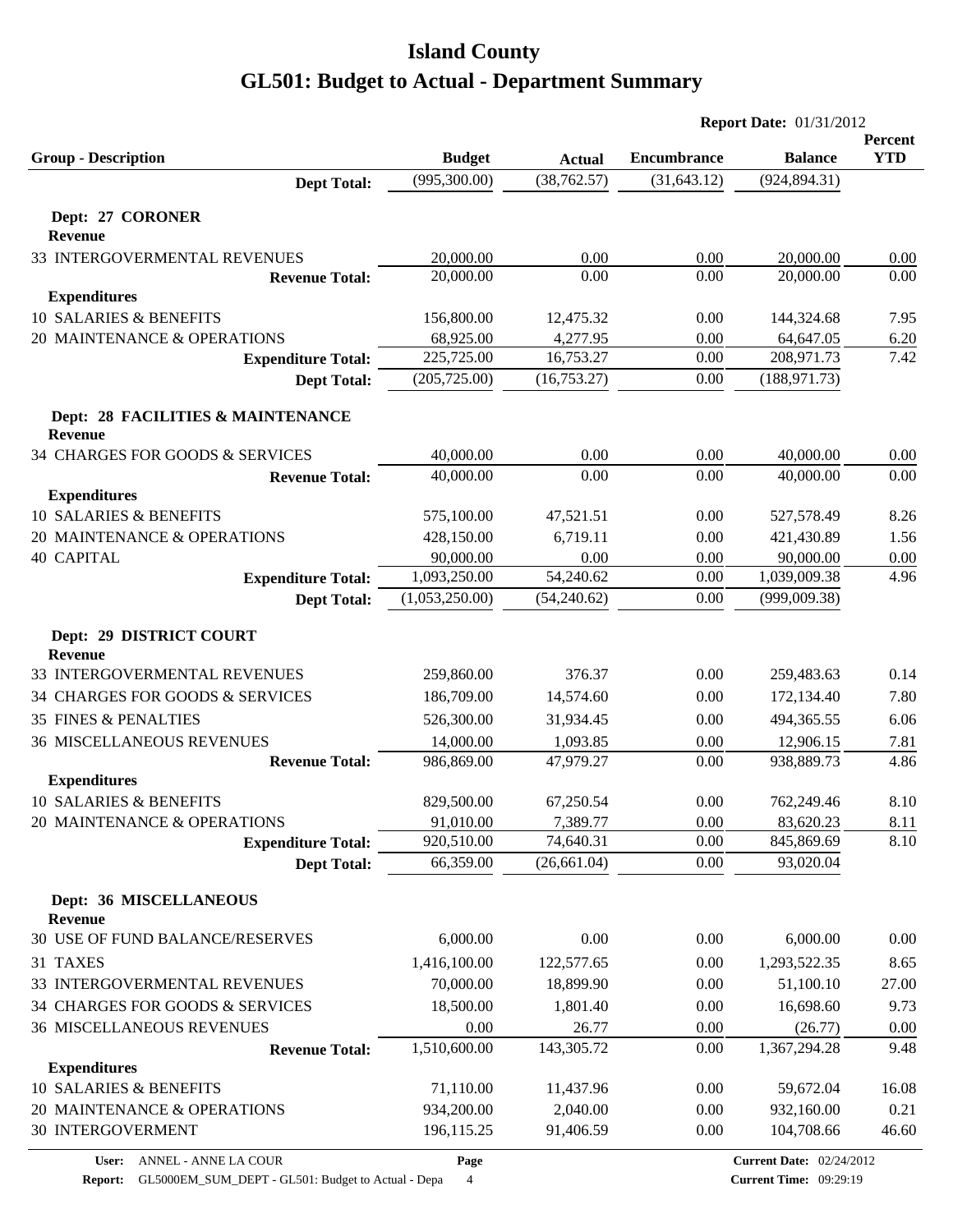# Island County

# GL501: Budget to Actual - Department Summary

**Report Date:** 01/31/2012

| Group - Description | Budget | Actual | Encumbrance | Balance | Percent YTD |
|---|---|---|---|---|---|
| **Dept Total:** | (995,300.00) | (38,762.57) | (31,643.12) | (924,894.31) | |
| **Dept: 27 CORONER** | | | | | |
| **Revenue** | | | | | |
| 33 INTERGOVERMENTAL REVENUES | 20,000.00 | 0.00 | 0.00 | 20,000.00 | 0.00 |
| **Revenue Total:** | 20,000.00 | 0.00 | 0.00 | 20,000.00 | 0.00 |
| **Expenditures** | | | | | |
| 10 SALARIES & BENEFITS | 156,800.00 | 12,475.32 | 0.00 | 144,324.68 | 7.95 |
| 20 MAINTENANCE & OPERATIONS | 68,925.00 | 4,277.95 | 0.00 | 64,647.05 | 6.20 |
| **Expenditure Total:** | 225,725.00 | 16,753.27 | 0.00 | 208,971.73 | 7.42 |
| **Dept Total:** | (205,725.00) | (16,753.27) | 0.00 | (188,971.73) | |
| **Dept: 28 FACILITIES & MAINTENANCE** | | | | | |
| **Revenue** | | | | | |
| 34 CHARGES FOR GOODS & SERVICES | 40,000.00 | 0.00 | 0.00 | 40,000.00 | 0.00 |
| **Revenue Total:** | 40,000.00 | 0.00 | 0.00 | 40,000.00 | 0.00 |
| **Expenditures** | | | | | |
| 10 SALARIES & BENEFITS | 575,100.00 | 47,521.51 | 0.00 | 527,578.49 | 8.26 |
| 20 MAINTENANCE & OPERATIONS | 428,150.00 | 6,719.11 | 0.00 | 421,430.89 | 1.56 |
| 40 CAPITAL | 90,000.00 | 0.00 | 0.00 | 90,000.00 | 0.00 |
| **Expenditure Total:** | 1,093,250.00 | 54,240.62 | 0.00 | 1,039,009.38 | 4.96 |
| **Dept Total:** | (1,053,250.00) | (54,240.62) | 0.00 | (999,009.38) | |
| **Dept: 29 DISTRICT COURT** | | | | | |
| **Revenue** | | | | | |
| 33 INTERGOVERMENTAL REVENUES | 259,860.00 | 376.37 | 0.00 | 259,483.63 | 0.14 |
| 34 CHARGES FOR GOODS & SERVICES | 186,709.00 | 14,574.60 | 0.00 | 172,134.40 | 7.80 |
| 35 FINES & PENALTIES | 526,300.00 | 31,934.45 | 0.00 | 494,365.55 | 6.06 |
| 36 MISCELLANEOUS REVENUES | 14,000.00 | 1,093.85 | 0.00 | 12,906.15 | 7.81 |
| **Revenue Total:** | 986,869.00 | 47,979.27 | 0.00 | 938,889.73 | 4.86 |
| **Expenditures** | | | | | |
| 10 SALARIES & BENEFITS | 829,500.00 | 67,250.54 | 0.00 | 762,249.46 | 8.10 |
| 20 MAINTENANCE & OPERATIONS | 91,010.00 | 7,389.77 | 0.00 | 83,620.23 | 8.11 |
| **Expenditure Total:** | 920,510.00 | 74,640.31 | 0.00 | 845,869.69 | 8.10 |
| **Dept Total:** | 66,359.00 | (26,661.04) | 0.00 | 93,020.04 | |
| **Dept: 36 MISCELLANEOUS** | | | | | |
| **Revenue** | | | | | |
| 30 USE OF FUND BALANCE/RESERVES | 6,000.00 | 0.00 | 0.00 | 6,000.00 | 0.00 |
| 31 TAXES | 1,416,100.00 | 122,577.65 | 0.00 | 1,293,522.35 | 8.65 |
| 33 INTERGOVERMENTAL REVENUES | 70,000.00 | 18,899.90 | 0.00 | 51,100.10 | 27.00 |
| 34 CHARGES FOR GOODS & SERVICES | 18,500.00 | 1,801.40 | 0.00 | 16,698.60 | 9.73 |
| 36 MISCELLANEOUS REVENUES | 0.00 | 26.77 | 0.00 | (26.77) | 0.00 |
| **Revenue Total:** | 1,510,600.00 | 143,305.72 | 0.00 | 1,367,294.28 | 9.48 |
| **Expenditures** | | | | | |
| 10 SALARIES & BENEFITS | 71,110.00 | 11,437.96 | 0.00 | 59,672.04 | 16.08 |
| 20 MAINTENANCE & OPERATIONS | 934,200.00 | 2,040.00 | 0.00 | 932,160.00 | 0.21 |
| 30 INTERGOVERMENT | 196,115.25 | 91,406.59 | 0.00 | 104,708.66 | 46.60 |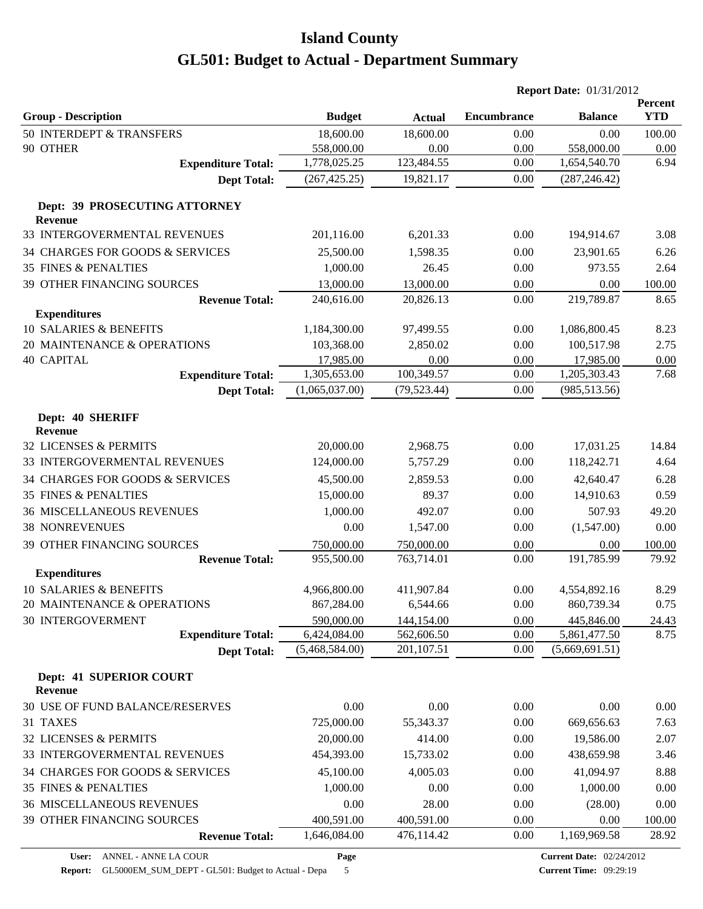# Island County
# GL501: Budget to Actual - Department Summary

**Report Date:** 01/31/2012

| Group - Description | Budget | Actual | Encumbrance | Balance | Percent YTD |
|---|---|---|---|---|---|
| 50 INTERDEPT & TRANSFERS | 18,600.00 | 18,600.00 | 0.00 | 0.00 | 100.00 |
| 90 OTHER | 558,000.00 | 0.00 | 0.00 | 558,000.00 | 0.00 |
| **Expenditure Total:** | 1,778,025.25 | 123,484.55 | 0.00 | 1,654,540.70 | 6.94 |
| **Dept Total:** | (267,425.25) | 19,821.17 | 0.00 | (287,246.42) | |
| **Dept: 39 PROSECUTING ATTORNEY** | | | | | |
| **Revenue** | | | | | |
| 33 INTERGOVERMENTAL REVENUES | 201,116.00 | 6,201.33 | 0.00 | 194,914.67 | 3.08 |
| 34 CHARGES FOR GOODS & SERVICES | 25,500.00 | 1,598.35 | 0.00 | 23,901.65 | 6.26 |
| 35 FINES & PENALTIES | 1,000.00 | 26.45 | 0.00 | 973.55 | 2.64 |
| 39 OTHER FINANCING SOURCES | 13,000.00 | 13,000.00 | 0.00 | 0.00 | 100.00 |
| **Revenue Total:** | 240,616.00 | 20,826.13 | 0.00 | 219,789.87 | 8.65 |
| **Expenditures** | | | | | |
| 10 SALARIES & BENEFITS | 1,184,300.00 | 97,499.55 | 0.00 | 1,086,800.45 | 8.23 |
| 20 MAINTENANCE & OPERATIONS | 103,368.00 | 2,850.02 | 0.00 | 100,517.98 | 2.75 |
| 40 CAPITAL | 17,985.00 | 0.00 | 0.00 | 17,985.00 | 0.00 |
| **Expenditure Total:** | 1,305,653.00 | 100,349.57 | 0.00 | 1,205,303.43 | 7.68 |
| **Dept Total:** | (1,065,037.00) | (79,523.44) | 0.00 | (985,513.56) | |
| **Dept: 40 SHERIFF** | | | | | |
| **Revenue** | | | | | |
| 32 LICENSES & PERMITS | 20,000.00 | 2,968.75 | 0.00 | 17,031.25 | 14.84 |
| 33 INTERGOVERMENTAL REVENUES | 124,000.00 | 5,757.29 | 0.00 | 118,242.71 | 4.64 |
| 34 CHARGES FOR GOODS & SERVICES | 45,500.00 | 2,859.53 | 0.00 | 42,640.47 | 6.28 |
| 35 FINES & PENALTIES | 15,000.00 | 89.37 | 0.00 | 14,910.63 | 0.59 |
| 36 MISCELLANEOUS REVENUES | 1,000.00 | 492.07 | 0.00 | 507.93 | 49.20 |
| 38 NONREVENUES | 0.00 | 1,547.00 | 0.00 | (1,547.00) | 0.00 |
| 39 OTHER FINANCING SOURCES | 750,000.00 | 750,000.00 | 0.00 | 0.00 | 100.00 |
| **Revenue Total:** | 955,500.00 | 763,714.01 | 0.00 | 191,785.99 | 79.92 |
| **Expenditures** | | | | | |
| 10 SALARIES & BENEFITS | 4,966,800.00 | 411,907.84 | 0.00 | 4,554,892.16 | 8.29 |
| 20 MAINTENANCE & OPERATIONS | 867,284.00 | 6,544.66 | 0.00 | 860,739.34 | 0.75 |
| 30 INTERGOVERMENT | 590,000.00 | 144,154.00 | 0.00 | 445,846.00 | 24.43 |
| **Expenditure Total:** | 6,424,084.00 | 562,606.50 | 0.00 | 5,861,477.50 | 8.75 |
| **Dept Total:** | (5,468,584.00) | 201,107.51 | 0.00 | (5,669,691.51) | |
| **Dept: 41 SUPERIOR COURT** | | | | | |
| **Revenue** | | | | | |
| 30 USE OF FUND BALANCE/RESERVES | 0.00 | 0.00 | 0.00 | 0.00 | 0.00 |
| 31 TAXES | 725,000.00 | 55,343.37 | 0.00 | 669,656.63 | 7.63 |
| 32 LICENSES & PERMITS | 20,000.00 | 414.00 | 0.00 | 19,586.00 | 2.07 |
| 33 INTERGOVERMENTAL REVENUES | 454,393.00 | 15,733.02 | 0.00 | 438,659.98 | 3.46 |
| 34 CHARGES FOR GOODS & SERVICES | 45,100.00 | 4,005.03 | 0.00 | 41,094.97 | 8.88 |
| 35 FINES & PENALTIES | 1,000.00 | 0.00 | 0.00 | 1,000.00 | 0.00 |
| 36 MISCELLANEOUS REVENUES | 0.00 | 28.00 | 0.00 | (28.00) | 0.00 |
| 39 OTHER FINANCING SOURCES | 400,591.00 | 400,591.00 | 0.00 | 0.00 | 100.00 |
| **Revenue Total:** | 1,646,084.00 | 476,114.42 | 0.00 | 1,169,969.58 | 28.92 |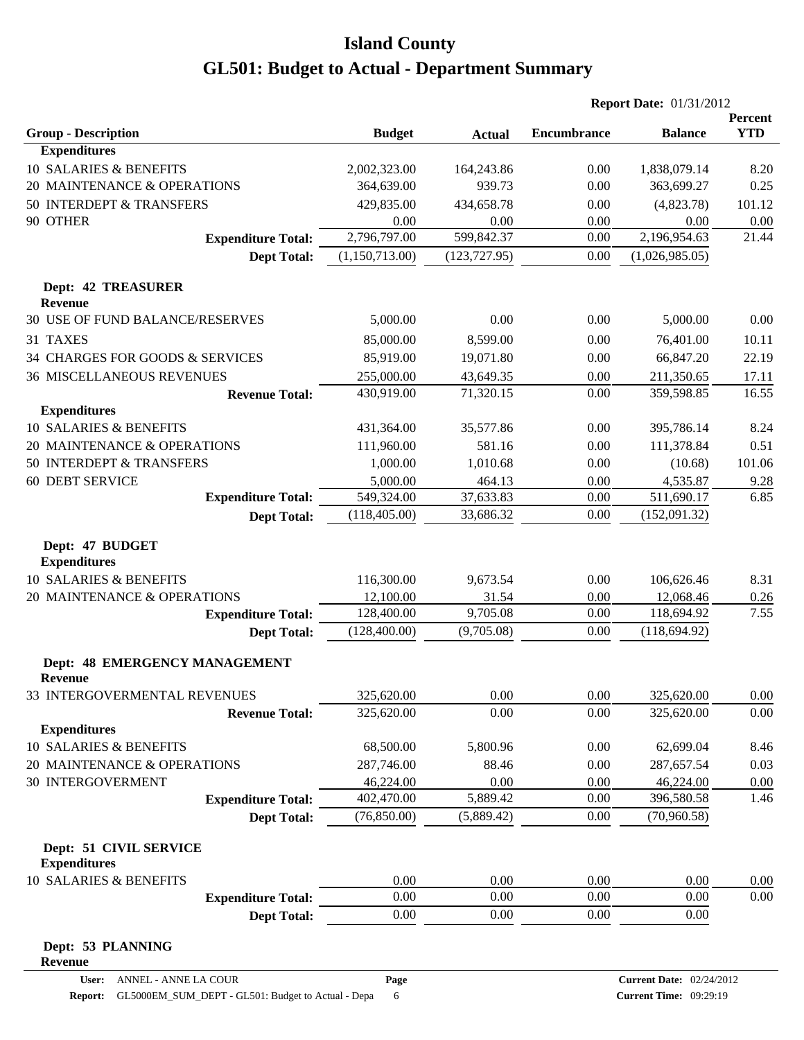# Island County

# GL501: Budget to Actual - Department Summary

**Report Date:** 01/31/2012

| Group - Description | Budget | Actual | Encumbrance | Balance | Percent YTD |
|---|---|---|---|---|---|
| **Expenditures** | | | | | |
| 10 SALARIES & BENEFITS | 2,002,323.00 | 164,243.86 | 0.00 | 1,838,079.14 | 8.20 |
| 20 MAINTENANCE & OPERATIONS | 364,639.00 | 939.73 | 0.00 | 363,699.27 | 0.25 |
| 50 INTERDEPT & TRANSFERS | 429,835.00 | 434,658.78 | 0.00 | (4,823.78) | 101.12 |
| 90 OTHER | 0.00 | 0.00 | 0.00 | 0.00 | 0.00 |
| **Expenditure Total:** | 2,796,797.00 | 599,842.37 | 0.00 | 2,196,954.63 | 21.44 |
| **Dept Total:** | (1,150,713.00) | (123,727.95) | 0.00 | (1,026,985.05) | |
| **Dept: 42 TREASURER** | | | | | |
| **Revenue** | | | | | |
| 30 USE OF FUND BALANCE/RESERVES | 5,000.00 | 0.00 | 0.00 | 5,000.00 | 0.00 |
| 31 TAXES | 85,000.00 | 8,599.00 | 0.00 | 76,401.00 | 10.11 |
| 34 CHARGES FOR GOODS & SERVICES | 85,919.00 | 19,071.80 | 0.00 | 66,847.20 | 22.19 |
| 36 MISCELLANEOUS REVENUES | 255,000.00 | 43,649.35 | 0.00 | 211,350.65 | 17.11 |
| **Revenue Total:** | 430,919.00 | 71,320.15 | 0.00 | 359,598.85 | 16.55 |
| **Expenditures** | | | | | |
| 10 SALARIES & BENEFITS | 431,364.00 | 35,577.86 | 0.00 | 395,786.14 | 8.24 |
| 20 MAINTENANCE & OPERATIONS | 111,960.00 | 581.16 | 0.00 | 111,378.84 | 0.51 |
| 50 INTERDEPT & TRANSFERS | 1,000.00 | 1,010.68 | 0.00 | (10.68) | 101.06 |
| 60 DEBT SERVICE | 5,000.00 | 464.13 | 0.00 | 4,535.87 | 9.28 |
| **Expenditure Total:** | 549,324.00 | 37,633.83 | 0.00 | 511,690.17 | 6.85 |
| **Dept Total:** | (118,405.00) | 33,686.32 | 0.00 | (152,091.32) | |
| **Dept: 47 BUDGET** | | | | | |
| **Expenditures** | | | | | |
| 10 SALARIES & BENEFITS | 116,300.00 | 9,673.54 | 0.00 | 106,626.46 | 8.31 |
| 20 MAINTENANCE & OPERATIONS | 12,100.00 | 31.54 | 0.00 | 12,068.46 | 0.26 |
| **Expenditure Total:** | 128,400.00 | 9,705.08 | 0.00 | 118,694.92 | 7.55 |
| **Dept Total:** | (128,400.00) | (9,705.08) | 0.00 | (118,694.92) | |
| **Dept: 48 EMERGENCY MANAGEMENT** | | | | | |
| **Revenue** | | | | | |
| 33 INTERGOVERMENTAL REVENUES | 325,620.00 | 0.00 | 0.00 | 325,620.00 | 0.00 |
| **Revenue Total:** | 325,620.00 | 0.00 | 0.00 | 325,620.00 | 0.00 |
| **Expenditures** | | | | | |
| 10 SALARIES & BENEFITS | 68,500.00 | 5,800.96 | 0.00 | 62,699.04 | 8.46 |
| 20 MAINTENANCE & OPERATIONS | 287,746.00 | 88.46 | 0.00 | 287,657.54 | 0.03 |
| 30 INTERGOVERMENT | 46,224.00 | 0.00 | 0.00 | 46,224.00 | 0.00 |
| **Expenditure Total:** | 402,470.00 | 5,889.42 | 0.00 | 396,580.58 | 1.46 |
| **Dept Total:** | (76,850.00) | (5,889.42) | 0.00 | (70,960.58) | |
| **Dept: 51 CIVIL SERVICE** | | | | | |
| **Expenditures** | | | | | |
| 10 SALARIES & BENEFITS | 0.00 | 0.00 | 0.00 | 0.00 | 0.00 |
| **Expenditure Total:** | 0.00 | 0.00 | 0.00 | 0.00 | 0.00 |
| **Dept Total:** | 0.00 | 0.00 | 0.00 | 0.00 | |
| **Dept: 53 PLANNING** | | | | | |
| **Revenue** | | | | | |

User: ANNEL - ANNE LA COUR
Report: GL5000EM_SUM_DEPT - GL501: Budget to Actual - Depa
Current Date: 02/24/2012
Current Time: 09:29:19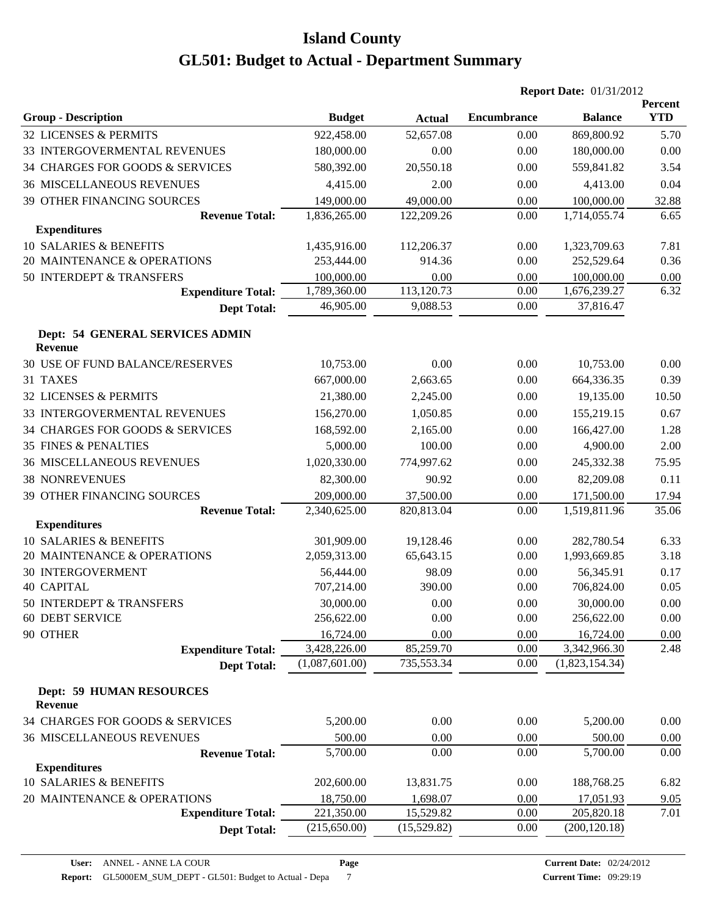# Island County

# GL501: Budget to Actual - Department Summary

**Report Date:** 01/31/2012

| Group - Description | Budget | Actual | Encumbrance | Balance | Percent YTD |
|---|---|---|---|---|---|
| 32 LICENSES & PERMITS | 922,458.00 | 52,657.08 | 0.00 | 869,800.92 | 5.70 |
| 33 INTERGOVERMENTAL REVENUES | 180,000.00 | 0.00 | 0.00 | 180,000.00 | 0.00 |
| 34 CHARGES FOR GOODS & SERVICES | 580,392.00 | 20,550.18 | 0.00 | 559,841.82 | 3.54 |
| 36 MISCELLANEOUS REVENUES | 4,415.00 | 2.00 | 0.00 | 4,413.00 | 0.04 |
| 39 OTHER FINANCING SOURCES | 149,000.00 | 49,000.00 | 0.00 | 100,000.00 | 32.88 |
| **Revenue Total:** | 1,836,265.00 | 122,209.26 | 0.00 | 1,714,055.74 | 6.65 |
| **Expenditures** | | | | | |
| 10 SALARIES & BENEFITS | 1,435,916.00 | 112,206.37 | 0.00 | 1,323,709.63 | 7.81 |
| 20 MAINTENANCE & OPERATIONS | 253,444.00 | 914.36 | 0.00 | 252,529.64 | 0.36 |
| 50 INTERDEPT & TRANSFERS | 100,000.00 | 0.00 | 0.00 | 100,000.00 | 0.00 |
| **Expenditure Total:** | 1,789,360.00 | 113,120.73 | 0.00 | 1,676,239.27 | 6.32 |
| **Dept Total:** | 46,905.00 | 9,088.53 | 0.00 | 37,816.47 | |
| **Dept: 54 GENERAL SERVICES ADMIN** | | | | | |
| **Revenue** | | | | | |
| 30 USE OF FUND BALANCE/RESERVES | 10,753.00 | 0.00 | 0.00 | 10,753.00 | 0.00 |
| 31 TAXES | 667,000.00 | 2,663.65 | 0.00 | 664,336.35 | 0.39 |
| 32 LICENSES & PERMITS | 21,380.00 | 2,245.00 | 0.00 | 19,135.00 | 10.50 |
| 33 INTERGOVERMENTAL REVENUES | 156,270.00 | 1,050.85 | 0.00 | 155,219.15 | 0.67 |
| 34 CHARGES FOR GOODS & SERVICES | 168,592.00 | 2,165.00 | 0.00 | 166,427.00 | 1.28 |
| 35 FINES & PENALTIES | 5,000.00 | 100.00 | 0.00 | 4,900.00 | 2.00 |
| 36 MISCELLANEOUS REVENUES | 1,020,330.00 | 774,997.62 | 0.00 | 245,332.38 | 75.95 |
| 38 NONREVENUES | 82,300.00 | 90.92 | 0.00 | 82,209.08 | 0.11 |
| 39 OTHER FINANCING SOURCES | 209,000.00 | 37,500.00 | 0.00 | 171,500.00 | 17.94 |
| **Revenue Total:** | 2,340,625.00 | 820,813.04 | 0.00 | 1,519,811.96 | 35.06 |
| **Expenditures** | | | | | |
| 10 SALARIES & BENEFITS | 301,909.00 | 19,128.46 | 0.00 | 282,780.54 | 6.33 |
| 20 MAINTENANCE & OPERATIONS | 2,059,313.00 | 65,643.15 | 0.00 | 1,993,669.85 | 3.18 |
| 30 INTERGOVERMENT | 56,444.00 | 98.09 | 0.00 | 56,345.91 | 0.17 |
| 40 CAPITAL | 707,214.00 | 390.00 | 0.00 | 706,824.00 | 0.05 |
| 50 INTERDEPT & TRANSFERS | 30,000.00 | 0.00 | 0.00 | 30,000.00 | 0.00 |
| 60 DEBT SERVICE | 256,622.00 | 0.00 | 0.00 | 256,622.00 | 0.00 |
| 90 OTHER | 16,724.00 | 0.00 | 0.00 | 16,724.00 | 0.00 |
| **Expenditure Total:** | 3,428,226.00 | 85,259.70 | 0.00 | 3,342,966.30 | 2.48 |
| **Dept Total:** | (1,087,601.00) | 735,553.34 | 0.00 | (1,823,154.34) | |
| **Dept: 59 HUMAN RESOURCES** | | | | | |
| **Revenue** | | | | | |
| 34 CHARGES FOR GOODS & SERVICES | 5,200.00 | 0.00 | 0.00 | 5,200.00 | 0.00 |
| 36 MISCELLANEOUS REVENUES | 500.00 | 0.00 | 0.00 | 500.00 | 0.00 |
| **Revenue Total:** | 5,700.00 | 0.00 | 0.00 | 5,700.00 | 0.00 |
| **Expenditures** | | | | | |
| 10 SALARIES & BENEFITS | 202,600.00 | 13,831.75 | 0.00 | 188,768.25 | 6.82 |
| 20 MAINTENANCE & OPERATIONS | 18,750.00 | 1,698.07 | 0.00 | 17,051.93 | 9.05 |
| **Expenditure Total:** | 221,350.00 | 15,529.82 | 0.00 | 205,820.18 | 7.01 |
| **Dept Total:** | (215,650.00) | (15,529.82) | 0.00 | (200,120.18) | |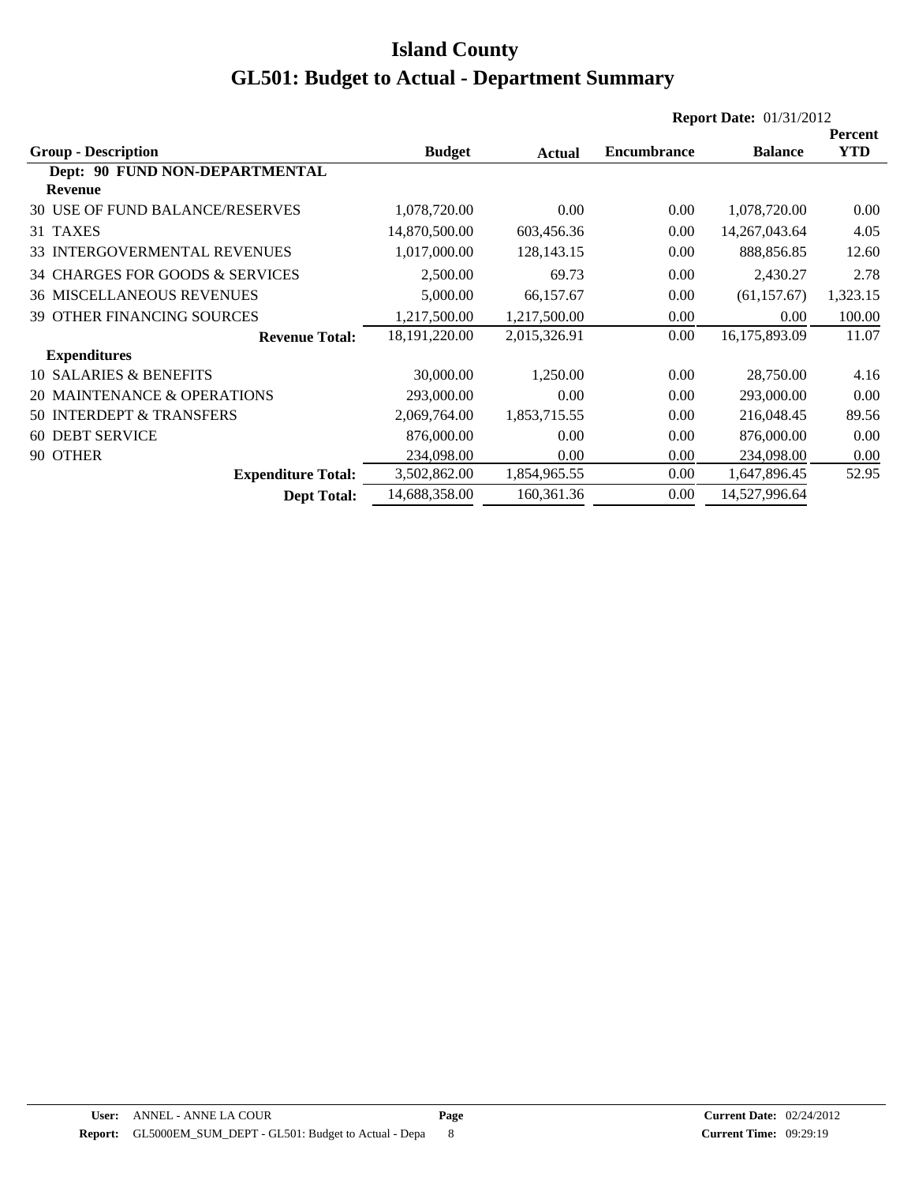# Island County

# GL501: Budget to Actual - Department Summary

**Report Date:** 01/31/2012

| Group - Description | Budget | Actual | Encumbrance | Balance | Percent YTD |
|---|---|---|---|---|---|
| **Dept: 90 FUND NON-DEPARTMENTAL** | | | | | |
| **Revenue** | | | | | |
| 30 USE OF FUND BALANCE/RESERVES | 1,078,720.00 | 0.00 | 0.00 | 1,078,720.00 | 0.00 |
| 31 TAXES | 14,870,500.00 | 603,456.36 | 0.00 | 14,267,043.64 | 4.05 |
| 33 INTERGOVERMENTAL REVENUES | 1,017,000.00 | 128,143.15 | 0.00 | 888,856.85 | 12.60 |
| 34 CHARGES FOR GOODS & SERVICES | 2,500.00 | 69.73 | 0.00 | 2,430.27 | 2.78 |
| 36 MISCELLANEOUS REVENUES | 5,000.00 | 66,157.67 | 0.00 | (61,157.67) | 1,323.15 |
| 39 OTHER FINANCING SOURCES | 1,217,500.00 | 1,217,500.00 | 0.00 | 0.00 | 100.00 |
| **Revenue Total:** | 18,191,220.00 | 2,015,326.91 | 0.00 | 16,175,893.09 | 11.07 |
| **Expenditures** | | | | | |
| 10 SALARIES & BENEFITS | 30,000.00 | 1,250.00 | 0.00 | 28,750.00 | 4.16 |
| 20 MAINTENANCE & OPERATIONS | 293,000.00 | 0.00 | 0.00 | 293,000.00 | 0.00 |
| 50 INTERDEPT & TRANSFERS | 2,069,764.00 | 1,853,715.55 | 0.00 | 216,048.45 | 89.56 |
| 60 DEBT SERVICE | 876,000.00 | 0.00 | 0.00 | 876,000.00 | 0.00 |
| 90 OTHER | 234,098.00 | 0.00 | 0.00 | 234,098.00 | 0.00 |
| **Expenditure Total:** | 3,502,862.00 | 1,854,965.55 | 0.00 | 1,647,896.45 | 52.95 |
| **Dept Total:** | 14,688,358.00 | 160,361.36 | 0.00 | 14,527,996.64 | |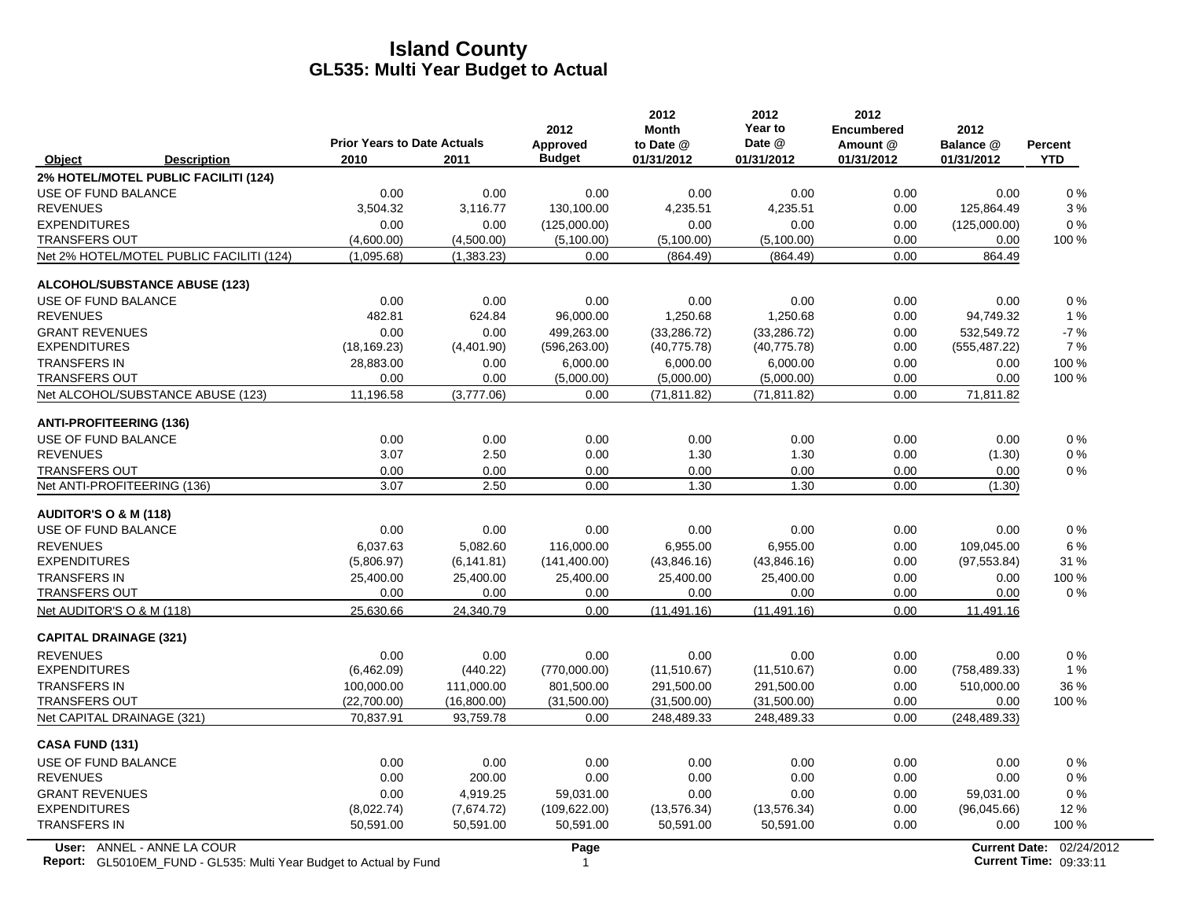# Island County

## GL535: Multi Year Budget to Actual

| Object | Description | Prior Years to Date Actuals 2010 | 2011 | 2012 Approved Budget | 2012 Month to Date @ 01/31/2012 | 2012 Year to Date @ 01/31/2012 | 2012 Encumbered Amount @ 01/31/2012 | 2012 Balance @ 01/31/2012 | Percent YTD |
|---|---|---|---|---|---|---|---|---|---|
| **2% HOTEL/MOTEL PUBLIC FACILITI (124)** | | | | | | | | | |
| USE OF FUND BALANCE | | 0.00 | 0.00 | 0.00 | 0.00 | 0.00 | 0.00 | 0.00 | 0 % |
| REVENUES | | 3,504.32 | 3,116.77 | 130,100.00 | 4,235.51 | 4,235.51 | 0.00 | 125,864.49 | 3 % |
| EXPENDITURES | | 0.00 | 0.00 | (125,000.00) | 0.00 | 0.00 | 0.00 | (125,000.00) | 0 % |
| TRANSFERS OUT | | (4,600.00) | (4,500.00) | (5,100.00) | (5,100.00) | (5,100.00) | 0.00 | 0.00 | 100 % |
| Net 2% HOTEL/MOTEL PUBLIC FACILITI (124) | | (1,095.68) | (1,383.23) | 0.00 | (864.49) | (864.49) | 0.00 | 864.49 | |
| **ALCOHOL/SUBSTANCE ABUSE (123)** | | | | | | | | | |
| USE OF FUND BALANCE | | 0.00 | 0.00 | 0.00 | 0.00 | 0.00 | 0.00 | 0.00 | 0 % |
| REVENUES | | 482.81 | 624.84 | 96,000.00 | 1,250.68 | 1,250.68 | 0.00 | 94,749.32 | 1 % |
| GRANT REVENUES | | 0.00 | 0.00 | 499,263.00 | (33,286.72) | (33,286.72) | 0.00 | 532,549.72 | -7 % |
| EXPENDITURES | | (18,169.23) | (4,401.90) | (596,263.00) | (40,775.78) | (40,775.78) | 0.00 | (555,487.22) | 7 % |
| TRANSFERS IN | | 28,883.00 | 0.00 | 6,000.00 | 6,000.00 | 6,000.00 | 0.00 | 0.00 | 100 % |
| TRANSFERS OUT | | 0.00 | 0.00 | (5,000.00) | (5,000.00) | (5,000.00) | 0.00 | 0.00 | 100 % |
| Net ALCOHOL/SUBSTANCE ABUSE (123) | | 11,196.58 | (3,777.06) | 0.00 | (71,811.82) | (71,811.82) | 0.00 | 71,811.82 | |
| **ANTI-PROFITEERING (136)** | | | | | | | | | |
| USE OF FUND BALANCE | | 0.00 | 0.00 | 0.00 | 0.00 | 0.00 | 0.00 | 0.00 | 0 % |
| REVENUES | | 3.07 | 2.50 | 0.00 | 1.30 | 1.30 | 0.00 | (1.30) | 0 % |
| TRANSFERS OUT | | 0.00 | 0.00 | 0.00 | 0.00 | 0.00 | 0.00 | 0.00 | 0 % |
| Net ANTI-PROFITEERING (136) | | 3.07 | 2.50 | 0.00 | 1.30 | 1.30 | 0.00 | (1.30) | |
| **AUDITOR'S O & M (118)** | | | | | | | | | |
| USE OF FUND BALANCE | | 0.00 | 0.00 | 0.00 | 0.00 | 0.00 | 0.00 | 0.00 | 0 % |
| REVENUES | | 6,037.63 | 5,082.60 | 116,000.00 | 6,955.00 | 6,955.00 | 0.00 | 109,045.00 | 6 % |
| EXPENDITURES | | (5,806.97) | (6,141.81) | (141,400.00) | (43,846.16) | (43,846.16) | 0.00 | (97,553.84) | 31 % |
| TRANSFERS IN | | 25,400.00 | 25,400.00 | 25,400.00 | 25,400.00 | 25,400.00 | 0.00 | 0.00 | 100 % |
| TRANSFERS OUT | | 0.00 | 0.00 | 0.00 | 0.00 | 0.00 | 0.00 | 0.00 | 0 % |
| Net AUDITOR'S O & M (118) | | 25,630.66 | 24,340.79 | 0.00 | (11,491.16) | (11,491.16) | 0.00 | 11,491.16 | |
| **CAPITAL DRAINAGE (321)** | | | | | | | | | |
| REVENUES | | 0.00 | 0.00 | 0.00 | 0.00 | 0.00 | 0.00 | 0.00 | 0 % |
| EXPENDITURES | | (6,462.09) | (440.22) | (770,000.00) | (11,510.67) | (11,510.67) | 0.00 | (758,489.33) | 1 % |
| TRANSFERS IN | | 100,000.00 | 111,000.00 | 801,500.00 | 291,500.00 | 291,500.00 | 0.00 | 510,000.00 | 36 % |
| TRANSFERS OUT | | (22,700.00) | (16,800.00) | (31,500.00) | (31,500.00) | (31,500.00) | 0.00 | 0.00 | 100 % |
| Net CAPITAL DRAINAGE (321) | | 70,837.91 | 93,759.78 | 0.00 | 248,489.33 | 248,489.33 | 0.00 | (248,489.33) | |
| **CASA FUND (131)** | | | | | | | | | |
| USE OF FUND BALANCE | | 0.00 | 0.00 | 0.00 | 0.00 | 0.00 | 0.00 | 0.00 | 0 % |
| REVENUES | | 0.00 | 200.00 | 0.00 | 0.00 | 0.00 | 0.00 | 0.00 | 0 % |
| GRANT REVENUES | | 0.00 | 4,919.25 | 59,031.00 | 0.00 | 0.00 | 0.00 | 59,031.00 | 0 % |
| EXPENDITURES | | (8,022.74) | (7,674.72) | (109,622.00) | (13,576.34) | (13,576.34) | 0.00 | (96,045.66) | 12 % |
| TRANSFERS IN | | 50,591.00 | 50,591.00 | 50,591.00 | 50,591.00 | 50,591.00 | 0.00 | 0.00 | 100 % |

User: ANNEL - ANNE LA COUR
Report: GL5010EM_FUND - GL535: Multi Year Budget to Actual by Fund
Current Date: 02/24/2012
Current Time: 09:33:11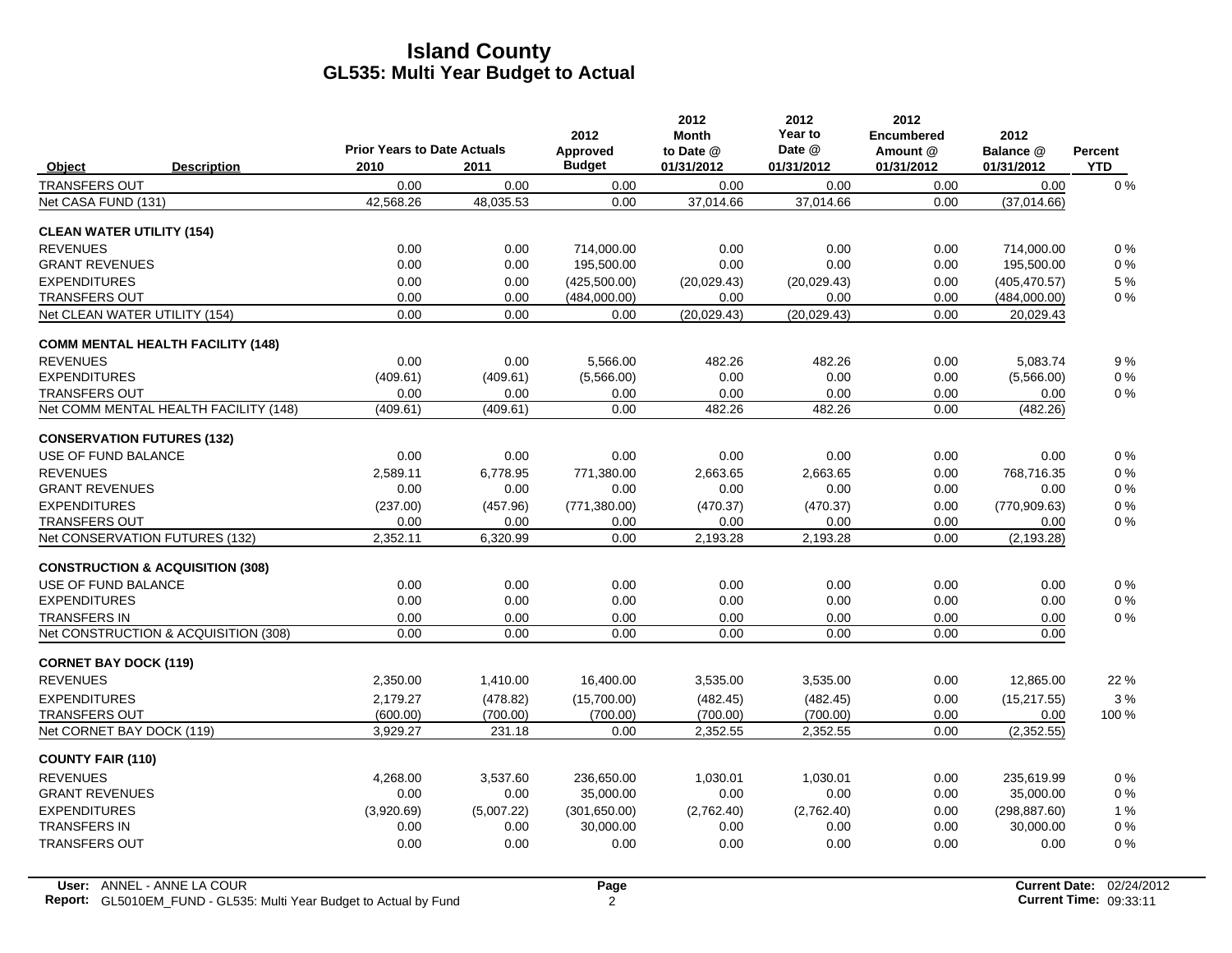# Island County
## GL535: Multi Year Budget to Actual

| Object | Description | Prior Years to Date Actuals 2010 | 2011 | 2012 Approved Budget | 2012 Month to Date @ 01/31/2012 | 2012 Year to Date @ 01/31/2012 | 2012 Encumbered Amount @ 01/31/2012 | 2012 Balance @ 01/31/2012 | Percent YTD |
|---|---|---|---|---|---|---|---|---|---|
| TRANSFERS OUT | | 0.00 | 0.00 | 0.00 | 0.00 | 0.00 | 0.00 | 0.00 | 0 % |
| Net CASA FUND (131) | | 42,568.26 | 48,035.53 | 0.00 | 37,014.66 | 37,014.66 | 0.00 | (37,014.66) | |
| **CLEAN WATER UTILITY (154)** | | | | | | | | | |
| REVENUES | | 0.00 | 0.00 | 714,000.00 | 0.00 | 0.00 | 0.00 | 714,000.00 | 0 % |
| GRANT REVENUES | | 0.00 | 0.00 | 195,500.00 | 0.00 | 0.00 | 0.00 | 195,500.00 | 0 % |
| EXPENDITURES | | 0.00 | 0.00 | (425,500.00) | (20,029.43) | (20,029.43) | 0.00 | (405,470.57) | 5 % |
| TRANSFERS OUT | | 0.00 | 0.00 | (484,000.00) | 0.00 | 0.00 | 0.00 | (484,000.00) | 0 % |
| Net CLEAN WATER UTILITY (154) | | 0.00 | 0.00 | 0.00 | (20,029.43) | (20,029.43) | 0.00 | 20,029.43 | |
| **COMM MENTAL HEALTH FACILITY (148)** | | | | | | | | | |
| REVENUES | | 0.00 | 0.00 | 5,566.00 | 482.26 | 482.26 | 0.00 | 5,083.74 | 9 % |
| EXPENDITURES | | (409.61) | (409.61) | (5,566.00) | 0.00 | 0.00 | 0.00 | (5,566.00) | 0 % |
| TRANSFERS OUT | | 0.00 | 0.00 | 0.00 | 0.00 | 0.00 | 0.00 | 0.00 | 0 % |
| Net COMM MENTAL HEALTH FACILITY (148) | | (409.61) | (409.61) | 0.00 | 482.26 | 482.26 | 0.00 | (482.26) | |
| **CONSERVATION FUTURES (132)** | | | | | | | | | |
| USE OF FUND BALANCE | | 0.00 | 0.00 | 0.00 | 0.00 | 0.00 | 0.00 | 0.00 | 0 % |
| REVENUES | | 2,589.11 | 6,778.95 | 771,380.00 | 2,663.65 | 2,663.65 | 0.00 | 768,716.35 | 0 % |
| GRANT REVENUES | | 0.00 | 0.00 | 0.00 | 0.00 | 0.00 | 0.00 | 0.00 | 0 % |
| EXPENDITURES | | (237.00) | (457.96) | (771,380.00) | (470.37) | (470.37) | 0.00 | (770,909.63) | 0 % |
| TRANSFERS OUT | | 0.00 | 0.00 | 0.00 | 0.00 | 0.00 | 0.00 | 0.00 | 0 % |
| Net CONSERVATION FUTURES (132) | | 2,352.11 | 6,320.99 | 0.00 | 2,193.28 | 2,193.28 | 0.00 | (2,193.28) | |
| **CONSTRUCTION & ACQUISITION (308)** | | | | | | | | | |
| USE OF FUND BALANCE | | 0.00 | 0.00 | 0.00 | 0.00 | 0.00 | 0.00 | 0.00 | 0 % |
| EXPENDITURES | | 0.00 | 0.00 | 0.00 | 0.00 | 0.00 | 0.00 | 0.00 | 0 % |
| TRANSFERS IN | | 0.00 | 0.00 | 0.00 | 0.00 | 0.00 | 0.00 | 0.00 | 0 % |
| Net CONSTRUCTION & ACQUISITION (308) | | 0.00 | 0.00 | 0.00 | 0.00 | 0.00 | 0.00 | 0.00 | |
| **CORNET BAY DOCK (119)** | | | | | | | | | |
| REVENUES | | 2,350.00 | 1,410.00 | 16,400.00 | 3,535.00 | 3,535.00 | 0.00 | 12,865.00 | 22 % |
| EXPENDITURES | | 2,179.27 | (478.82) | (15,700.00) | (482.45) | (482.45) | 0.00 | (15,217.55) | 3 % |
| TRANSFERS OUT | | (600.00) | (700.00) | (700.00) | (700.00) | (700.00) | 0.00 | 0.00 | 100 % |
| Net CORNET BAY DOCK (119) | | 3,929.27 | 231.18 | 0.00 | 2,352.55 | 2,352.55 | 0.00 | (2,352.55) | |
| **COUNTY FAIR (110)** | | | | | | | | | |
| REVENUES | | 4,268.00 | 3,537.60 | 236,650.00 | 1,030.01 | 1,030.01 | 0.00 | 235,619.99 | 0 % |
| GRANT REVENUES | | 0.00 | 0.00 | 35,000.00 | 0.00 | 0.00 | 0.00 | 35,000.00 | 0 % |
| EXPENDITURES | | (3,920.69) | (5,007.22) | (301,650.00) | (2,762.40) | (2,762.40) | 0.00 | (298,887.60) | 1 % |
| TRANSFERS IN | | 0.00 | 0.00 | 30,000.00 | 0.00 | 0.00 | 0.00 | 30,000.00 | 0 % |
| TRANSFERS OUT | | 0.00 | 0.00 | 0.00 | 0.00 | 0.00 | 0.00 | 0.00 | 0 % |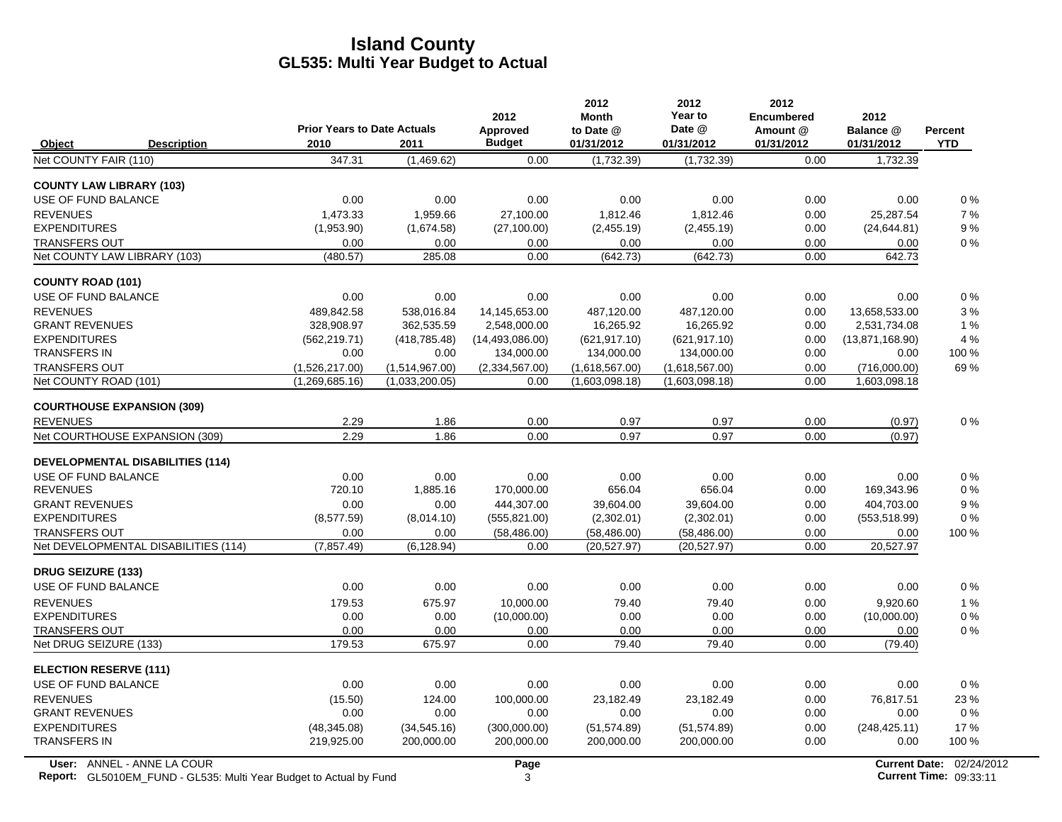# Island County
## GL535: Multi Year Budget to Actual

| Object | Description | Prior Years to Date Actuals 2010 | 2011 | 2012 Approved Budget | 2012 Month to Date @ 01/31/2012 | 2012 Year to Date @ 01/31/2012 | 2012 Encumbered Amount @ 01/31/2012 | 2012 Balance @ 01/31/2012 | Percent YTD |
|---|---|---|---|---|---|---|---|---|---|
| Net COUNTY FAIR (110) | | 347.31 | (1,469.62) | 0.00 | (1,732.39) | (1,732.39) | 0.00 | 1,732.39 | |
| **COUNTY LAW LIBRARY (103)** | | | | | | | | | |
| USE OF FUND BALANCE | | 0.00 | 0.00 | 0.00 | 0.00 | 0.00 | 0.00 | 0.00 | 0 % |
| REVENUES | | 1,473.33 | 1,959.66 | 27,100.00 | 1,812.46 | 1,812.46 | 0.00 | 25,287.54 | 7 % |
| EXPENDITURES | | (1,953.90) | (1,674.58) | (27,100.00) | (2,455.19) | (2,455.19) | 0.00 | (24,644.81) | 9 % |
| TRANSFERS OUT | | 0.00 | 0.00 | 0.00 | 0.00 | 0.00 | 0.00 | 0.00 | 0 % |
| Net COUNTY LAW LIBRARY (103) | | (480.57) | 285.08 | 0.00 | (642.73) | (642.73) | 0.00 | 642.73 | |
| **COUNTY ROAD (101)** | | | | | | | | | |
| USE OF FUND BALANCE | | 0.00 | 0.00 | 0.00 | 0.00 | 0.00 | 0.00 | 0.00 | 0 % |
| REVENUES | | 489,842.58 | 538,016.84 | 14,145,653.00 | 487,120.00 | 487,120.00 | 0.00 | 13,658,533.00 | 3 % |
| GRANT REVENUES | | 328,908.97 | 362,535.59 | 2,548,000.00 | 16,265.92 | 16,265.92 | 0.00 | 2,531,734.08 | 1 % |
| EXPENDITURES | | (562,219.71) | (418,785.48) | (14,493,086.00) | (621,917.10) | (621,917.10) | 0.00 | (13,871,168.90) | 4 % |
| TRANSFERS IN | | 0.00 | 0.00 | 134,000.00 | 134,000.00 | 134,000.00 | 0.00 | 0.00 | 100 % |
| TRANSFERS OUT | | (1,526,217.00) | (1,514,967.00) | (2,334,567.00) | (1,618,567.00) | (1,618,567.00) | 0.00 | (716,000.00) | 69 % |
| Net COUNTY ROAD (101) | | (1,269,685.16) | (1,033,200.05) | 0.00 | (1,603,098.18) | (1,603,098.18) | 0.00 | 1,603,098.18 | |
| **COURTHOUSE EXPANSION (309)** | | | | | | | | | |
| REVENUES | | 2.29 | 1.86 | 0.00 | 0.97 | 0.97 | 0.00 | (0.97) | 0 % |
| Net COURTHOUSE EXPANSION (309) | | 2.29 | 1.86 | 0.00 | 0.97 | 0.97 | 0.00 | (0.97) | |
| **DEVELOPMENTAL DISABILITIES (114)** | | | | | | | | | |
| USE OF FUND BALANCE | | 0.00 | 0.00 | 0.00 | 0.00 | 0.00 | 0.00 | 0.00 | 0 % |
| REVENUES | | 720.10 | 1,885.16 | 170,000.00 | 656.04 | 656.04 | 0.00 | 169,343.96 | 0 % |
| GRANT REVENUES | | 0.00 | 0.00 | 444,307.00 | 39,604.00 | 39,604.00 | 0.00 | 404,703.00 | 9 % |
| EXPENDITURES | | (8,577.59) | (8,014.10) | (555,821.00) | (2,302.01) | (2,302.01) | 0.00 | (553,518.99) | 0 % |
| TRANSFERS OUT | | 0.00 | 0.00 | (58,486.00) | (58,486.00) | (58,486.00) | 0.00 | 0.00 | 100 % |
| Net DEVELOPMENTAL DISABILITIES (114) | | (7,857.49) | (6,128.94) | 0.00 | (20,527.97) | (20,527.97) | 0.00 | 20,527.97 | |
| **DRUG SEIZURE (133)** | | | | | | | | | |
| USE OF FUND BALANCE | | 0.00 | 0.00 | 0.00 | 0.00 | 0.00 | 0.00 | 0.00 | 0 % |
| REVENUES | | 179.53 | 675.97 | 10,000.00 | 79.40 | 79.40 | 0.00 | 9,920.60 | 1 % |
| EXPENDITURES | | 0.00 | 0.00 | (10,000.00) | 0.00 | 0.00 | 0.00 | (10,000.00) | 0 % |
| TRANSFERS OUT | | 0.00 | 0.00 | 0.00 | 0.00 | 0.00 | 0.00 | 0.00 | 0 % |
| Net DRUG SEIZURE (133) | | 179.53 | 675.97 | 0.00 | 79.40 | 79.40 | 0.00 | (79.40) | |
| **ELECTION RESERVE (111)** | | | | | | | | | |
| USE OF FUND BALANCE | | 0.00 | 0.00 | 0.00 | 0.00 | 0.00 | 0.00 | 0.00 | 0 % |
| REVENUES | | (15.50) | 124.00 | 100,000.00 | 23,182.49 | 23,182.49 | 0.00 | 76,817.51 | 23 % |
| GRANT REVENUES | | 0.00 | 0.00 | 0.00 | 0.00 | 0.00 | 0.00 | 0.00 | 0 % |
| EXPENDITURES | | (48,345.08) | (34,545.16) | (300,000.00) | (51,574.89) | (51,574.89) | 0.00 | (248,425.11) | 17 % |
| TRANSFERS IN | | 219,925.00 | 200,000.00 | 200,000.00 | 200,000.00 | 200,000.00 | 0.00 | 0.00 | 100 % |

**User:** ANNEL - ANNE LA COUR
**Report:** GL5010EM_FUND - GL535: Multi Year Budget to Actual by Fund
**Current Date:** 02/24/2012
**Current Time:** 09:33:11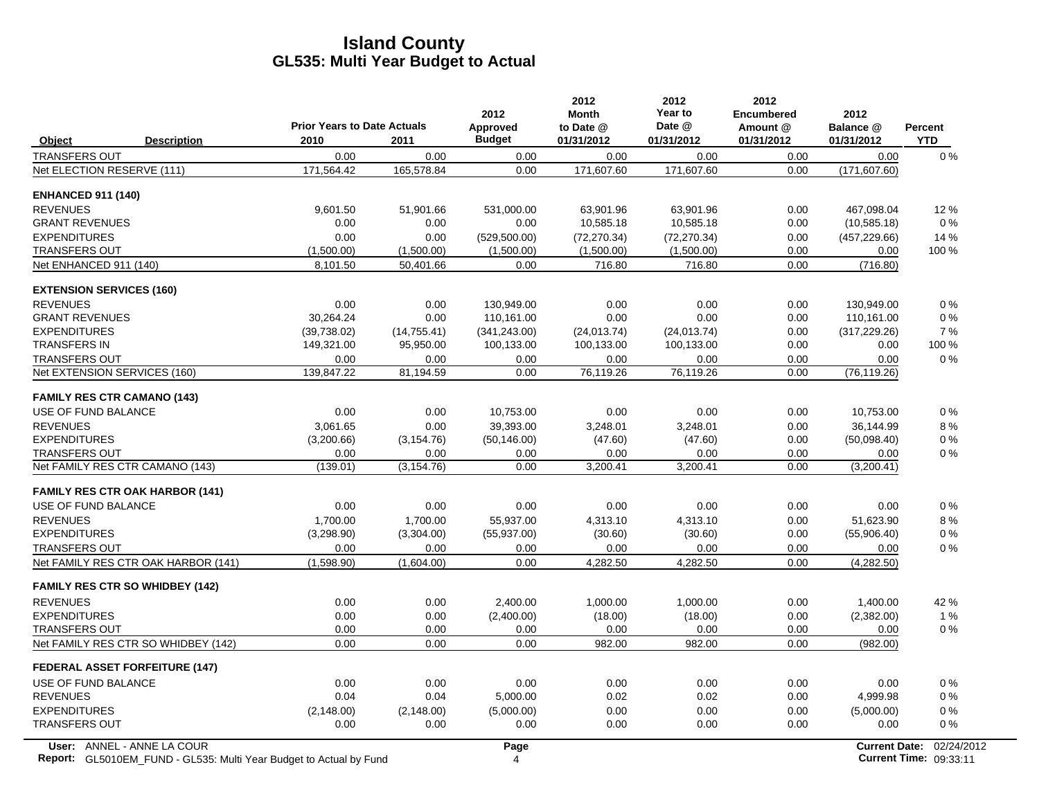# Island County
## GL535: Multi Year Budget to Actual

| Object | Description | Prior Years to Date Actuals 2010 | 2011 | 2012 Approved Budget | 2012 Month to Date @ 01/31/2012 | 2012 Year to Date @ 01/31/2012 | 2012 Encumbered Amount @ 01/31/2012 | 2012 Balance @ 01/31/2012 | Percent YTD |
|---|---|---|---|---|---|---|---|---|---|
| TRANSFERS OUT | | 0.00 | 0.00 | 0.00 | 0.00 | 0.00 | 0.00 | 0.00 | 0 % |
| Net ELECTION RESERVE (111) | | 171,564.42 | 165,578.84 | 0.00 | 171,607.60 | 171,607.60 | 0.00 | (171,607.60) | |
| **ENHANCED 911 (140)** | | | | | | | | | |
| REVENUES | | 9,601.50 | 51,901.66 | 531,000.00 | 63,901.96 | 63,901.96 | 0.00 | 467,098.04 | 12 % |
| GRANT REVENUES | | 0.00 | 0.00 | 0.00 | 10,585.18 | 10,585.18 | 0.00 | (10,585.18) | 0 % |
| EXPENDITURES | | 0.00 | 0.00 | (529,500.00) | (72,270.34) | (72,270.34) | 0.00 | (457,229.66) | 14 % |
| TRANSFERS OUT | | (1,500.00) | (1,500.00) | (1,500.00) | (1,500.00) | (1,500.00) | 0.00 | 0.00 | 100 % |
| Net ENHANCED 911 (140) | | 8,101.50 | 50,401.66 | 0.00 | 716.80 | 716.80 | 0.00 | (716.80) | |
| **EXTENSION SERVICES (160)** | | | | | | | | | |
| REVENUES | | 0.00 | 0.00 | 130,949.00 | 0.00 | 0.00 | 0.00 | 130,949.00 | 0 % |
| GRANT REVENUES | | 30,264.24 | 0.00 | 110,161.00 | 0.00 | 0.00 | 0.00 | 110,161.00 | 0 % |
| EXPENDITURES | | (39,738.02) | (14,755.41) | (341,243.00) | (24,013.74) | (24,013.74) | 0.00 | (317,229.26) | 7 % |
| TRANSFERS IN | | 149,321.00 | 95,950.00 | 100,133.00 | 100,133.00 | 100,133.00 | 0.00 | 0.00 | 100 % |
| TRANSFERS OUT | | 0.00 | 0.00 | 0.00 | 0.00 | 0.00 | 0.00 | 0.00 | 0 % |
| Net EXTENSION SERVICES (160) | | 139,847.22 | 81,194.59 | 0.00 | 76,119.26 | 76,119.26 | 0.00 | (76,119.26) | |
| **FAMILY RES CTR CAMANO (143)** | | | | | | | | | |
| USE OF FUND BALANCE | | 0.00 | 0.00 | 10,753.00 | 0.00 | 0.00 | 0.00 | 10,753.00 | 0 % |
| REVENUES | | 3,061.65 | 0.00 | 39,393.00 | 3,248.01 | 3,248.01 | 0.00 | 36,144.99 | 8 % |
| EXPENDITURES | | (3,200.66) | (3,154.76) | (50,146.00) | (47.60) | (47.60) | 0.00 | (50,098.40) | 0 % |
| TRANSFERS OUT | | 0.00 | 0.00 | 0.00 | 0.00 | 0.00 | 0.00 | 0.00 | 0 % |
| Net FAMILY RES CTR CAMANO (143) | | (139.01) | (3,154.76) | 0.00 | 3,200.41 | 3,200.41 | 0.00 | (3,200.41) | |
| **FAMILY RES CTR OAK HARBOR (141)** | | | | | | | | | |
| USE OF FUND BALANCE | | 0.00 | 0.00 | 0.00 | 0.00 | 0.00 | 0.00 | 0.00 | 0 % |
| REVENUES | | 1,700.00 | 1,700.00 | 55,937.00 | 4,313.10 | 4,313.10 | 0.00 | 51,623.90 | 8 % |
| EXPENDITURES | | (3,298.90) | (3,304.00) | (55,937.00) | (30.60) | (30.60) | 0.00 | (55,906.40) | 0 % |
| TRANSFERS OUT | | 0.00 | 0.00 | 0.00 | 0.00 | 0.00 | 0.00 | 0.00 | 0 % |
| Net FAMILY RES CTR OAK HARBOR (141) | | (1,598.90) | (1,604.00) | 0.00 | 4,282.50 | 4,282.50 | 0.00 | (4,282.50) | |
| **FAMILY RES CTR SO WHIDBEY (142)** | | | | | | | | | |
| REVENUES | | 0.00 | 0.00 | 2,400.00 | 1,000.00 | 1,000.00 | 0.00 | 1,400.00 | 42 % |
| EXPENDITURES | | 0.00 | 0.00 | (2,400.00) | (18.00) | (18.00) | 0.00 | (2,382.00) | 1 % |
| TRANSFERS OUT | | 0.00 | 0.00 | 0.00 | 0.00 | 0.00 | 0.00 | 0.00 | 0 % |
| Net FAMILY RES CTR SO WHIDBEY (142) | | 0.00 | 0.00 | 0.00 | 982.00 | 982.00 | 0.00 | (982.00) | |
| **FEDERAL ASSET FORFEITURE (147)** | | | | | | | | | |
| USE OF FUND BALANCE | | 0.00 | 0.00 | 0.00 | 0.00 | 0.00 | 0.00 | 0.00 | 0 % |
| REVENUES | | 0.04 | 0.04 | 5,000.00 | 0.02 | 0.02 | 0.00 | 4,999.98 | 0 % |
| EXPENDITURES | | (2,148.00) | (2,148.00) | (5,000.00) | 0.00 | 0.00 | 0.00 | (5,000.00) | 0 % |
| TRANSFERS OUT | | 0.00 | 0.00 | 0.00 | 0.00 | 0.00 | 0.00 | 0.00 | 0 % |

User: ANNEL - ANNE LA COUR
Report: GL5010EM_FUND - GL535: Multi Year Budget to Actual by Fund
Current Date: 02/24/2012
Current Time: 09:33:11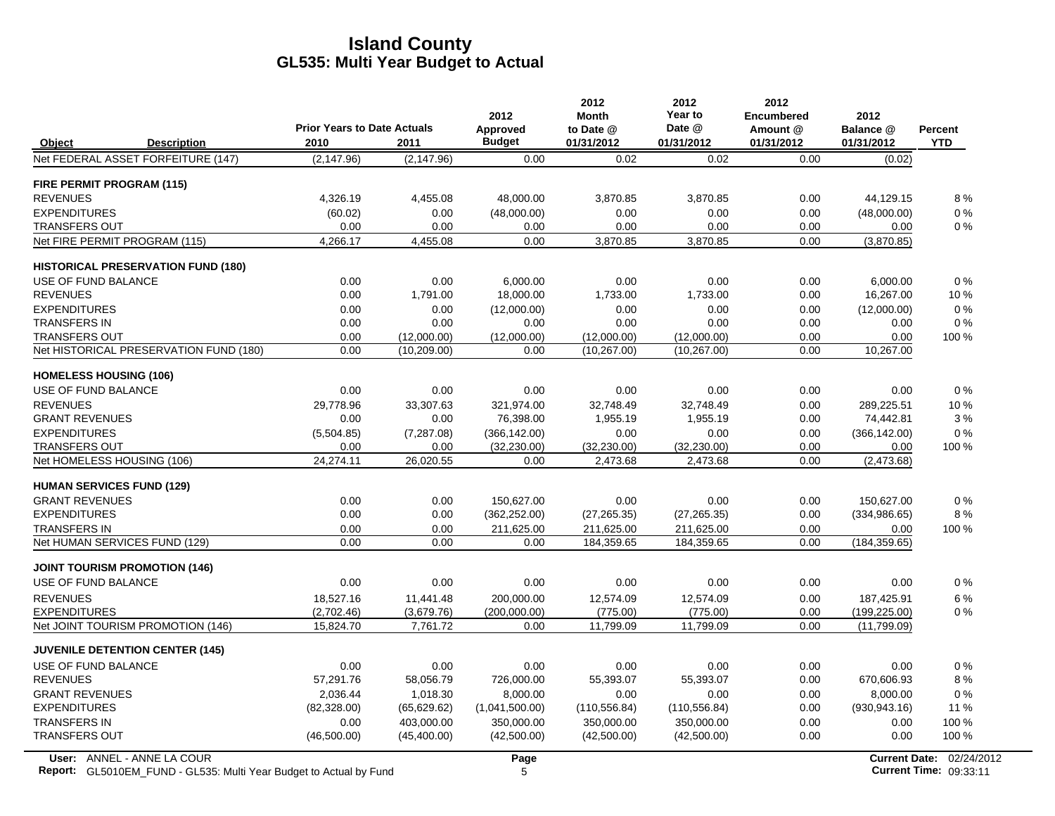# Island County
## GL535: Multi Year Budget to Actual

| Object | Description | Prior Years to Date Actuals 2010 | 2011 | 2012 Approved Budget | 2012 Month to Date @ 01/31/2012 | 2012 Year to Date @ 01/31/2012 | 2012 Encumbered Amount @ 01/31/2012 | 2012 Balance @ 01/31/2012 | Percent YTD |
|---|---|---|---|---|---|---|---|---|---|
| Net FEDERAL ASSET FORFEITURE (147) | | (2,147.96) | (2,147.96) | 0.00 | 0.02 | 0.02 | 0.00 | (0.02) | |
| **FIRE PERMIT PROGRAM (115)** | | | | | | | | | |
| REVENUES | | 4,326.19 | 4,455.08 | 48,000.00 | 3,870.85 | 3,870.85 | 0.00 | 44,129.15 | 8 % |
| EXPENDITURES | | (60.02) | 0.00 | (48,000.00) | 0.00 | 0.00 | 0.00 | (48,000.00) | 0 % |
| TRANSFERS OUT | | 0.00 | 0.00 | 0.00 | 0.00 | 0.00 | 0.00 | 0.00 | 0 % |
| Net FIRE PERMIT PROGRAM (115) | | 4,266.17 | 4,455.08 | 0.00 | 3,870.85 | 3,870.85 | 0.00 | (3,870.85) | |
| **HISTORICAL PRESERVATION FUND (180)** | | | | | | | | | |
| USE OF FUND BALANCE | | 0.00 | 0.00 | 6,000.00 | 0.00 | 0.00 | 0.00 | 6,000.00 | 0 % |
| REVENUES | | 0.00 | 1,791.00 | 18,000.00 | 1,733.00 | 1,733.00 | 0.00 | 16,267.00 | 10 % |
| EXPENDITURES | | 0.00 | 0.00 | (12,000.00) | 0.00 | 0.00 | 0.00 | (12,000.00) | 0 % |
| TRANSFERS IN | | 0.00 | 0.00 | 0.00 | 0.00 | 0.00 | 0.00 | 0.00 | 0 % |
| TRANSFERS OUT | | 0.00 | (12,000.00) | (12,000.00) | (12,000.00) | (12,000.00) | 0.00 | 0.00 | 100 % |
| Net HISTORICAL PRESERVATION FUND (180) | | 0.00 | (10,209.00) | 0.00 | (10,267.00) | (10,267.00) | 0.00 | 10,267.00 | |
| **HOMELESS HOUSING (106)** | | | | | | | | | |
| USE OF FUND BALANCE | | 0.00 | 0.00 | 0.00 | 0.00 | 0.00 | 0.00 | 0.00 | 0 % |
| REVENUES | | 29,778.96 | 33,307.63 | 321,974.00 | 32,748.49 | 32,748.49 | 0.00 | 289,225.51 | 10 % |
| GRANT REVENUES | | 0.00 | 0.00 | 76,398.00 | 1,955.19 | 1,955.19 | 0.00 | 74,442.81 | 3 % |
| EXPENDITURES | | (5,504.85) | (7,287.08) | (366,142.00) | 0.00 | 0.00 | 0.00 | (366,142.00) | 0 % |
| TRANSFERS OUT | | 0.00 | 0.00 | (32,230.00) | (32,230.00) | (32,230.00) | 0.00 | 0.00 | 100 % |
| Net HOMELESS HOUSING (106) | | 24,274.11 | 26,020.55 | 0.00 | 2,473.68 | 2,473.68 | 0.00 | (2,473.68) | |
| **HUMAN SERVICES FUND (129)** | | | | | | | | | |
| GRANT REVENUES | | 0.00 | 0.00 | 150,627.00 | 0.00 | 0.00 | 0.00 | 150,627.00 | 0 % |
| EXPENDITURES | | 0.00 | 0.00 | (362,252.00) | (27,265.35) | (27,265.35) | 0.00 | (334,986.65) | 8 % |
| TRANSFERS IN | | 0.00 | 0.00 | 211,625.00 | 211,625.00 | 211,625.00 | 0.00 | 0.00 | 100 % |
| Net HUMAN SERVICES FUND (129) | | 0.00 | 0.00 | 0.00 | 184,359.65 | 184,359.65 | 0.00 | (184,359.65) | |
| **JOINT TOURISM PROMOTION (146)** | | | | | | | | | |
| USE OF FUND BALANCE | | 0.00 | 0.00 | 0.00 | 0.00 | 0.00 | 0.00 | 0.00 | 0 % |
| REVENUES | | 18,527.16 | 11,441.48 | 200,000.00 | 12,574.09 | 12,574.09 | 0.00 | 187,425.91 | 6 % |
| EXPENDITURES | | (2,702.46) | (3,679.76) | (200,000.00) | (775.00) | (775.00) | 0.00 | (199,225.00) | 0 % |
| Net JOINT TOURISM PROMOTION (146) | | 15,824.70 | 7,761.72 | 0.00 | 11,799.09 | 11,799.09 | 0.00 | (11,799.09) | |
| **JUVENILE DETENTION CENTER (145)** | | | | | | | | | |
| USE OF FUND BALANCE | | 0.00 | 0.00 | 0.00 | 0.00 | 0.00 | 0.00 | 0.00 | 0 % |
| REVENUES | | 57,291.76 | 58,056.79 | 726,000.00 | 55,393.07 | 55,393.07 | 0.00 | 670,606.93 | 8 % |
| GRANT REVENUES | | 2,036.44 | 1,018.30 | 8,000.00 | 0.00 | 0.00 | 0.00 | 8,000.00 | 0 % |
| EXPENDITURES | | (82,328.00) | (65,629.62) | (1,041,500.00) | (110,556.84) | (110,556.84) | 0.00 | (930,943.16) | 11 % |
| TRANSFERS IN | | 0.00 | 403,000.00 | 350,000.00 | 350,000.00 | 350,000.00 | 0.00 | 0.00 | 100 % |
| TRANSFERS OUT | | (46,500.00) | (45,400.00) | (42,500.00) | (42,500.00) | (42,500.00) | 0.00 | 0.00 | 100 % |

User: ANNEL - ANNE LA COUR
Report: GL5010EM_FUND - GL535: Multi Year Budget to Actual by Fund
Current Date: 02/24/2012
Current Time: 09:33:11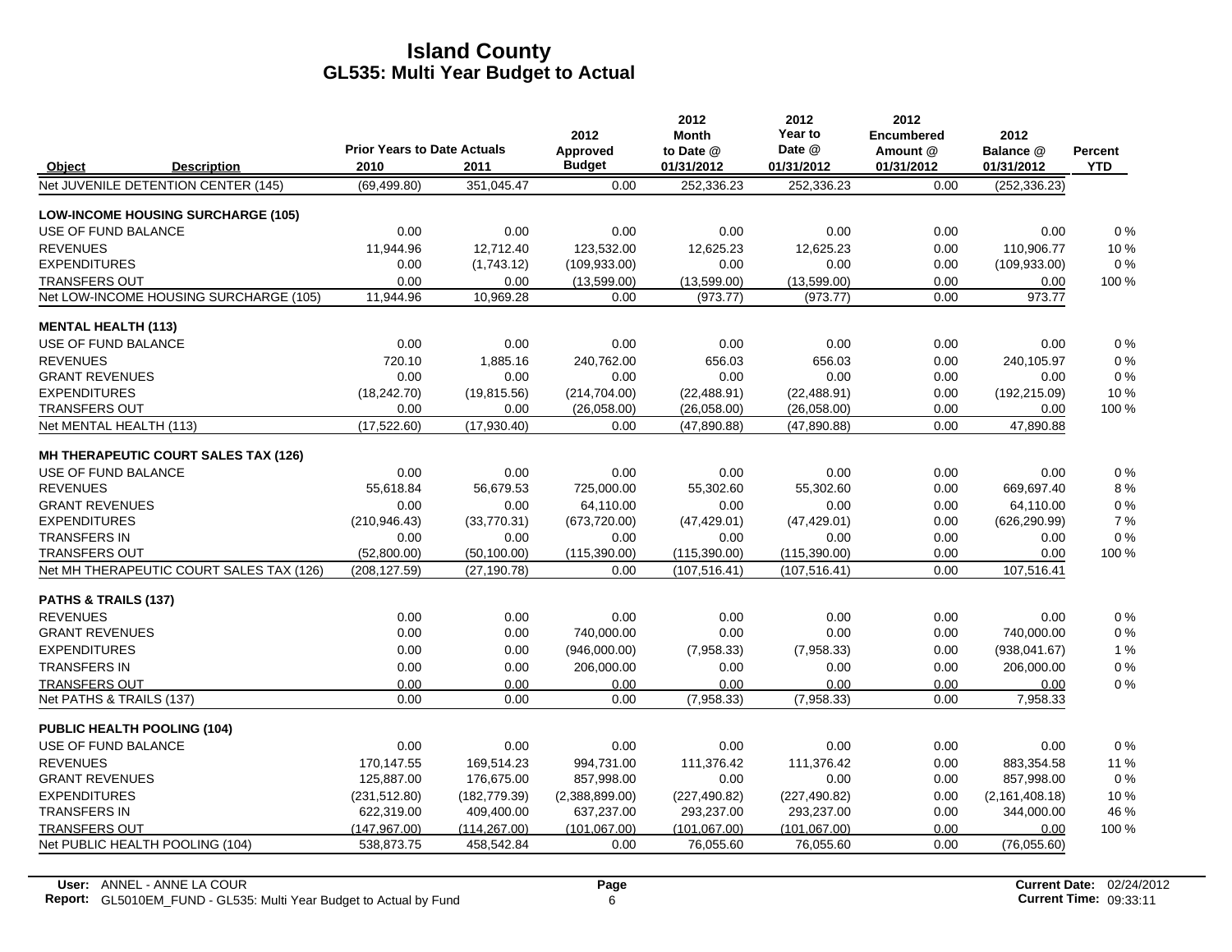# Island County
## GL535: Multi Year Budget to Actual

| Object | Description | Prior Years to Date Actuals 2010 | 2011 | 2012 Approved Budget | 2012 Month to Date @ 01/31/2012 | 2012 Year to Date @ 01/31/2012 | 2012 Encumbered Amount @ 01/31/2012 | 2012 Balance @ 01/31/2012 | Percent YTD |
|---|---|---|---|---|---|---|---|---|---|
| Net JUVENILE DETENTION CENTER (145) | | (69,499.80) | 351,045.47 | 0.00 | 252,336.23 | 252,336.23 | 0.00 | (252,336.23) | |
| **LOW-INCOME HOUSING SURCHARGE (105)** | | | | | | | | | |
| USE OF FUND BALANCE | | 0.00 | 0.00 | 0.00 | 0.00 | 0.00 | 0.00 | 0.00 | 0 % |
| REVENUES | | 11,944.96 | 12,712.40 | 123,532.00 | 12,625.23 | 12,625.23 | 0.00 | 110,906.77 | 10 % |
| EXPENDITURES | | 0.00 | (1,743.12) | (109,933.00) | 0.00 | 0.00 | 0.00 | (109,933.00) | 0 % |
| TRANSFERS OUT | | 0.00 | 0.00 | (13,599.00) | (13,599.00) | (13,599.00) | 0.00 | 0.00 | 100 % |
| Net LOW-INCOME HOUSING SURCHARGE (105) | | 11,944.96 | 10,969.28 | 0.00 | (973.77) | (973.77) | 0.00 | 973.77 | |
| **MENTAL HEALTH (113)** | | | | | | | | | |
| USE OF FUND BALANCE | | 0.00 | 0.00 | 0.00 | 0.00 | 0.00 | 0.00 | 0.00 | 0 % |
| REVENUES | | 720.10 | 1,885.16 | 240,762.00 | 656.03 | 656.03 | 0.00 | 240,105.97 | 0 % |
| GRANT REVENUES | | 0.00 | 0.00 | 0.00 | 0.00 | 0.00 | 0.00 | 0.00 | 0 % |
| EXPENDITURES | | (18,242.70) | (19,815.56) | (214,704.00) | (22,488.91) | (22,488.91) | 0.00 | (192,215.09) | 10 % |
| TRANSFERS OUT | | 0.00 | 0.00 | (26,058.00) | (26,058.00) | (26,058.00) | 0.00 | 0.00 | 100 % |
| Net MENTAL HEALTH (113) | | (17,522.60) | (17,930.40) | 0.00 | (47,890.88) | (47,890.88) | 0.00 | 47,890.88 | |
| **MH THERAPEUTIC COURT SALES TAX (126)** | | | | | | | | | |
| USE OF FUND BALANCE | | 0.00 | 0.00 | 0.00 | 0.00 | 0.00 | 0.00 | 0.00 | 0 % |
| REVENUES | | 55,618.84 | 56,679.53 | 725,000.00 | 55,302.60 | 55,302.60 | 0.00 | 669,697.40 | 8 % |
| GRANT REVENUES | | 0.00 | 0.00 | 64,110.00 | 0.00 | 0.00 | 0.00 | 64,110.00 | 0 % |
| EXPENDITURES | | (210,946.43) | (33,770.31) | (673,720.00) | (47,429.01) | (47,429.01) | 0.00 | (626,290.99) | 7 % |
| TRANSFERS IN | | 0.00 | 0.00 | 0.00 | 0.00 | 0.00 | 0.00 | 0.00 | 0 % |
| TRANSFERS OUT | | (52,800.00) | (50,100.00) | (115,390.00) | (115,390.00) | (115,390.00) | 0.00 | 0.00 | 100 % |
| Net MH THERAPEUTIC COURT SALES TAX (126) | | (208,127.59) | (27,190.78) | 0.00 | (107,516.41) | (107,516.41) | 0.00 | 107,516.41 | |
| **PATHS & TRAILS (137)** | | | | | | | | | |
| REVENUES | | 0.00 | 0.00 | 0.00 | 0.00 | 0.00 | 0.00 | 0.00 | 0 % |
| GRANT REVENUES | | 0.00 | 0.00 | 740,000.00 | 0.00 | 0.00 | 0.00 | 740,000.00 | 0 % |
| EXPENDITURES | | 0.00 | 0.00 | (946,000.00) | (7,958.33) | (7,958.33) | 0.00 | (938,041.67) | 1 % |
| TRANSFERS IN | | 0.00 | 0.00 | 206,000.00 | 0.00 | 0.00 | 0.00 | 206,000.00 | 0 % |
| TRANSFERS OUT | | 0.00 | 0.00 | 0.00 | 0.00 | 0.00 | 0.00 | 0.00 | 0 % |
| Net PATHS & TRAILS (137) | | 0.00 | 0.00 | 0.00 | (7,958.33) | (7,958.33) | 0.00 | 7,958.33 | |
| **PUBLIC HEALTH POOLING (104)** | | | | | | | | | |
| USE OF FUND BALANCE | | 0.00 | 0.00 | 0.00 | 0.00 | 0.00 | 0.00 | 0.00 | 0 % |
| REVENUES | | 170,147.55 | 169,514.23 | 994,731.00 | 111,376.42 | 111,376.42 | 0.00 | 883,354.58 | 11 % |
| GRANT REVENUES | | 125,887.00 | 176,675.00 | 857,998.00 | 0.00 | 0.00 | 0.00 | 857,998.00 | 0 % |
| EXPENDITURES | | (231,512.80) | (182,779.39) | (2,388,899.00) | (227,490.82) | (227,490.82) | 0.00 | (2,161,408.18) | 10 % |
| TRANSFERS IN | | 622,319.00 | 409,400.00 | 637,237.00 | 293,237.00 | 293,237.00 | 0.00 | 344,000.00 | 46 % |
| TRANSFERS OUT | | (147,967.00) | (114,267.00) | (101,067.00) | (101,067.00) | (101,067.00) | 0.00 | 0.00 | 100 % |
| Net PUBLIC HEALTH POOLING (104) | | 538,873.75 | 458,542.84 | 0.00 | 76,055.60 | 76,055.60 | 0.00 | (76,055.60) | |

**User:** ANNEL - ANNE LA COUR
**Report:** GL5010EM_FUND - GL535: Multi Year Budget to Actual by Fund

**Current Date:** 02/24/2012
**Current Time:** 09:33:11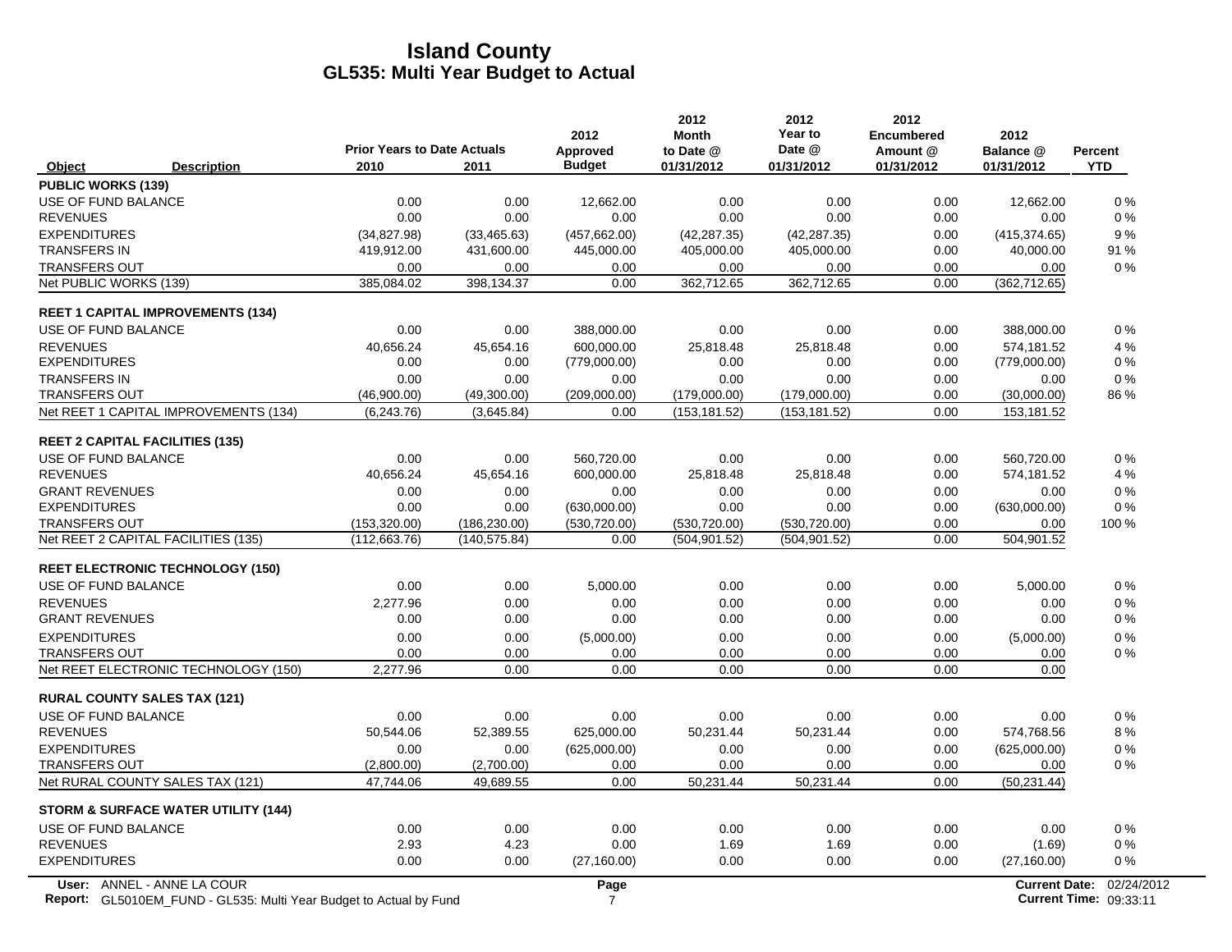# Island County
## GL535: Multi Year Budget to Actual

| Object | Description | Prior Years to Date Actuals 2010 | 2011 | 2012 Approved Budget | 2012 Month to Date @ 01/31/2012 | 2012 Year to Date @ 01/31/2012 | 2012 Encumbered Amount @ 01/31/2012 | 2012 Balance @ 01/31/2012 | Percent YTD |
|---|---|---|---|---|---|---|---|---|---|
| **PUBLIC WORKS (139)** | | | | | | | | | |
| USE OF FUND BALANCE | | 0.00 | 0.00 | 12,662.00 | 0.00 | 0.00 | 0.00 | 12,662.00 | 0 % |
| REVENUES | | 0.00 | 0.00 | 0.00 | 0.00 | 0.00 | 0.00 | 0.00 | 0 % |
| EXPENDITURES | | (34,827.98) | (33,465.63) | (457,662.00) | (42,287.35) | (42,287.35) | 0.00 | (415,374.65) | 9 % |
| TRANSFERS IN | | 419,912.00 | 431,600.00 | 445,000.00 | 405,000.00 | 405,000.00 | 0.00 | 40,000.00 | 91 % |
| TRANSFERS OUT | | 0.00 | 0.00 | 0.00 | 0.00 | 0.00 | 0.00 | 0.00 | 0 % |
| Net PUBLIC WORKS (139) | | 385,084.02 | 398,134.37 | 0.00 | 362,712.65 | 362,712.65 | 0.00 | (362,712.65) | |
| **REET 1 CAPITAL IMPROVEMENTS (134)** | | | | | | | | | |
| USE OF FUND BALANCE | | 0.00 | 0.00 | 388,000.00 | 0.00 | 0.00 | 0.00 | 388,000.00 | 0 % |
| REVENUES | | 40,656.24 | 45,654.16 | 600,000.00 | 25,818.48 | 25,818.48 | 0.00 | 574,181.52 | 4 % |
| EXPENDITURES | | 0.00 | 0.00 | (779,000.00) | 0.00 | 0.00 | 0.00 | (779,000.00) | 0 % |
| TRANSFERS IN | | 0.00 | 0.00 | 0.00 | 0.00 | 0.00 | 0.00 | 0.00 | 0 % |
| TRANSFERS OUT | | (46,900.00) | (49,300.00) | (209,000.00) | (179,000.00) | (179,000.00) | 0.00 | (30,000.00) | 86 % |
| Net REET 1 CAPITAL IMPROVEMENTS (134) | | (6,243.76) | (3,645.84) | 0.00 | (153,181.52) | (153,181.52) | 0.00 | 153,181.52 | |
| **REET 2 CAPITAL FACILITIES (135)** | | | | | | | | | |
| USE OF FUND BALANCE | | 0.00 | 0.00 | 560,720.00 | 0.00 | 0.00 | 0.00 | 560,720.00 | 0 % |
| REVENUES | | 40,656.24 | 45,654.16 | 600,000.00 | 25,818.48 | 25,818.48 | 0.00 | 574,181.52 | 4 % |
| GRANT REVENUES | | 0.00 | 0.00 | 0.00 | 0.00 | 0.00 | 0.00 | 0.00 | 0 % |
| EXPENDITURES | | 0.00 | 0.00 | (630,000.00) | 0.00 | 0.00 | 0.00 | (630,000.00) | 0 % |
| TRANSFERS OUT | | (153,320.00) | (186,230.00) | (530,720.00) | (530,720.00) | (530,720.00) | 0.00 | 0.00 | 100 % |
| Net REET 2 CAPITAL FACILITIES (135) | | (112,663.76) | (140,575.84) | 0.00 | (504,901.52) | (504,901.52) | 0.00 | 504,901.52 | |
| **REET ELECTRONIC TECHNOLOGY (150)** | | | | | | | | | |
| USE OF FUND BALANCE | | 0.00 | 0.00 | 5,000.00 | 0.00 | 0.00 | 0.00 | 5,000.00 | 0 % |
| REVENUES | | 2,277.96 | 0.00 | 0.00 | 0.00 | 0.00 | 0.00 | 0.00 | 0 % |
| GRANT REVENUES | | 0.00 | 0.00 | 0.00 | 0.00 | 0.00 | 0.00 | 0.00 | 0 % |
| EXPENDITURES | | 0.00 | 0.00 | (5,000.00) | 0.00 | 0.00 | 0.00 | (5,000.00) | 0 % |
| TRANSFERS OUT | | 0.00 | 0.00 | 0.00 | 0.00 | 0.00 | 0.00 | 0.00 | 0 % |
| Net REET ELECTRONIC TECHNOLOGY (150) | | 2,277.96 | 0.00 | 0.00 | 0.00 | 0.00 | 0.00 | 0.00 | |
| **RURAL COUNTY SALES TAX (121)** | | | | | | | | | |
| USE OF FUND BALANCE | | 0.00 | 0.00 | 0.00 | 0.00 | 0.00 | 0.00 | 0.00 | 0 % |
| REVENUES | | 50,544.06 | 52,389.55 | 625,000.00 | 50,231.44 | 50,231.44 | 0.00 | 574,768.56 | 8 % |
| EXPENDITURES | | 0.00 | 0.00 | (625,000.00) | 0.00 | 0.00 | 0.00 | (625,000.00) | 0 % |
| TRANSFERS OUT | | (2,800.00) | (2,700.00) | 0.00 | 0.00 | 0.00 | 0.00 | 0.00 | 0 % |
| Net RURAL COUNTY SALES TAX (121) | | 47,744.06 | 49,689.55 | 0.00 | 50,231.44 | 50,231.44 | 0.00 | (50,231.44) | |
| **STORM & SURFACE WATER UTILITY (144)** | | | | | | | | | |
| USE OF FUND BALANCE | | 0.00 | 0.00 | 0.00 | 0.00 | 0.00 | 0.00 | 0.00 | 0 % |
| REVENUES | | 2.93 | 4.23 | 0.00 | 1.69 | 1.69 | 0.00 | (1.69) | 0 % |
| EXPENDITURES | | 0.00 | 0.00 | (27,160.00) | 0.00 | 0.00 | 0.00 | (27,160.00) | 0 % |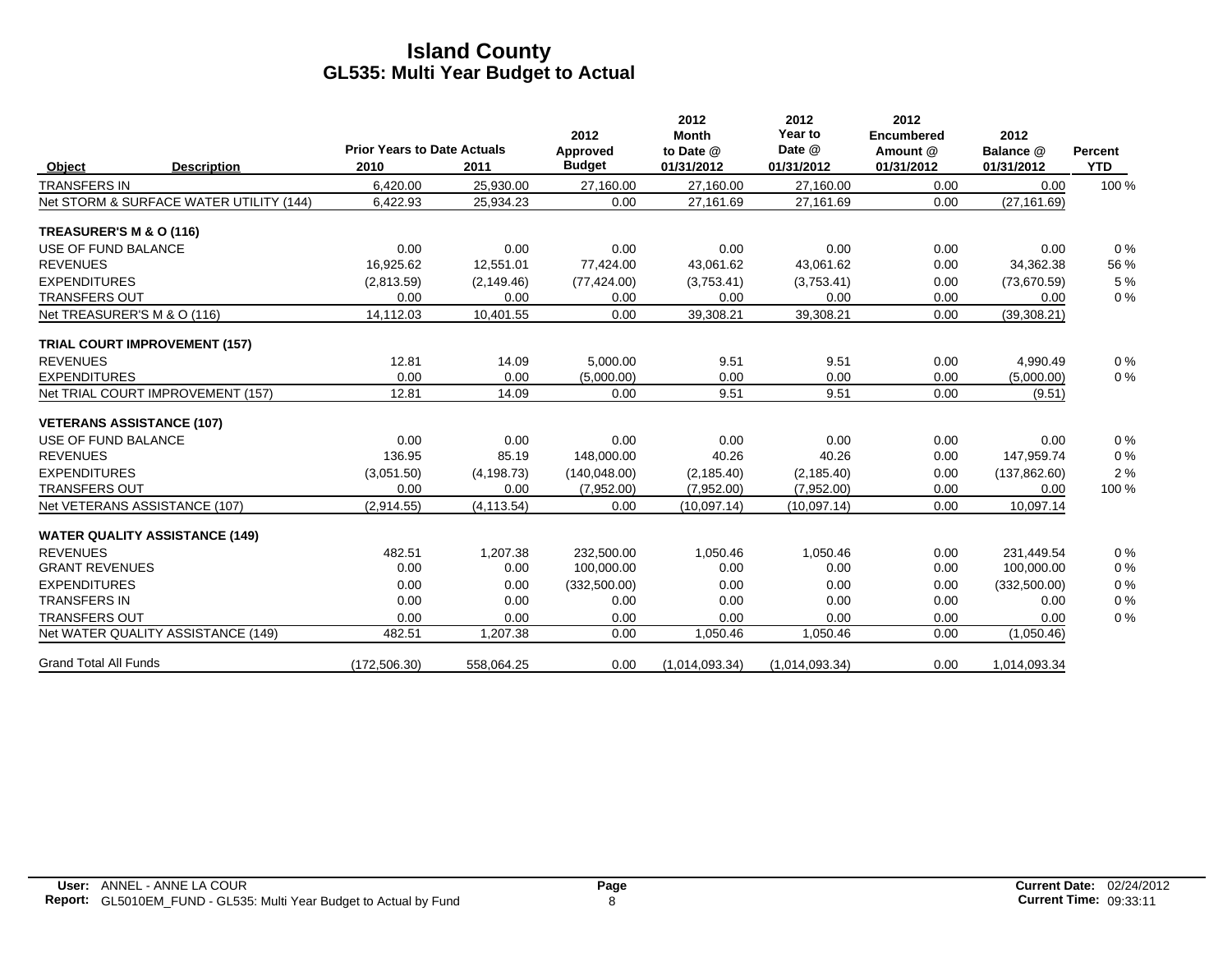# Island County
## GL535: Multi Year Budget to Actual

| Object | Description | Prior Years to Date Actuals 2010 | 2011 | 2012 Approved Budget | 2012 Month to Date @ 01/31/2012 | 2012 Year to Date @ 01/31/2012 | 2012 Encumbered Amount @ 01/31/2012 | 2012 Balance @ 01/31/2012 | Percent YTD |
|---|---|---|---|---|---|---|---|---|---|
| TRANSFERS IN | | 6,420.00 | 25,930.00 | 27,160.00 | 27,160.00 | 27,160.00 | 0.00 | 0.00 | 100 % |
| Net STORM & SURFACE WATER UTILITY (144) | | 6,422.93 | 25,934.23 | 0.00 | 27,161.69 | 27,161.69 | 0.00 | (27,161.69) | |
| **TREASURER'S M & O (116)** | | | | | | | | | |
| USE OF FUND BALANCE | | 0.00 | 0.00 | 0.00 | 0.00 | 0.00 | 0.00 | 0.00 | 0 % |
| REVENUES | | 16,925.62 | 12,551.01 | 77,424.00 | 43,061.62 | 43,061.62 | 0.00 | 34,362.38 | 56 % |
| EXPENDITURES | | (2,813.59) | (2,149.46) | (77,424.00) | (3,753.41) | (3,753.41) | 0.00 | (73,670.59) | 5 % |
| TRANSFERS OUT | | 0.00 | 0.00 | 0.00 | 0.00 | 0.00 | 0.00 | 0.00 | 0 % |
| Net TREASURER'S M & O (116) | | 14,112.03 | 10,401.55 | 0.00 | 39,308.21 | 39,308.21 | 0.00 | (39,308.21) | |
| **TRIAL COURT IMPROVEMENT (157)** | | | | | | | | | |
| REVENUES | | 12.81 | 14.09 | 5,000.00 | 9.51 | 9.51 | 0.00 | 4,990.49 | 0 % |
| EXPENDITURES | | 0.00 | 0.00 | (5,000.00) | 0.00 | 0.00 | 0.00 | (5,000.00) | 0 % |
| Net TRIAL COURT IMPROVEMENT (157) | | 12.81 | 14.09 | 0.00 | 9.51 | 9.51 | 0.00 | (9.51) | |
| **VETERANS ASSISTANCE (107)** | | | | | | | | | |
| USE OF FUND BALANCE | | 0.00 | 0.00 | 0.00 | 0.00 | 0.00 | 0.00 | 0.00 | 0 % |
| REVENUES | | 136.95 | 85.19 | 148,000.00 | 40.26 | 40.26 | 0.00 | 147,959.74 | 0 % |
| EXPENDITURES | | (3,051.50) | (4,198.73) | (140,048.00) | (2,185.40) | (2,185.40) | 0.00 | (137,862.60) | 2 % |
| TRANSFERS OUT | | 0.00 | 0.00 | (7,952.00) | (7,952.00) | (7,952.00) | 0.00 | 0.00 | 100 % |
| Net VETERANS ASSISTANCE (107) | | (2,914.55) | (4,113.54) | 0.00 | (10,097.14) | (10,097.14) | 0.00 | 10,097.14 | |
| **WATER QUALITY ASSISTANCE (149)** | | | | | | | | | |
| REVENUES | | 482.51 | 1,207.38 | 232,500.00 | 1,050.46 | 1,050.46 | 0.00 | 231,449.54 | 0 % |
| GRANT REVENUES | | 0.00 | 0.00 | 100,000.00 | 0.00 | 0.00 | 0.00 | 100,000.00 | 0 % |
| EXPENDITURES | | 0.00 | 0.00 | (332,500.00) | 0.00 | 0.00 | 0.00 | (332,500.00) | 0 % |
| TRANSFERS IN | | 0.00 | 0.00 | 0.00 | 0.00 | 0.00 | 0.00 | 0.00 | 0 % |
| TRANSFERS OUT | | 0.00 | 0.00 | 0.00 | 0.00 | 0.00 | 0.00 | 0.00 | 0 % |
| Net WATER QUALITY ASSISTANCE (149) | | 482.51 | 1,207.38 | 0.00 | 1,050.46 | 1,050.46 | 0.00 | (1,050.46) | |
| Grand Total All Funds | | (172,506.30) | 558,064.25 | 0.00 | (1,014,093.34) | (1,014,093.34) | 0.00 | 1,014,093.34 | |

**User:** ANNEL - ANNE LA COUR
**Report:** GL5010EM_FUND - GL535: Multi Year Budget to Actual by Fund

**Current Date:** 02/24/2012
**Current Time:** 09:33:11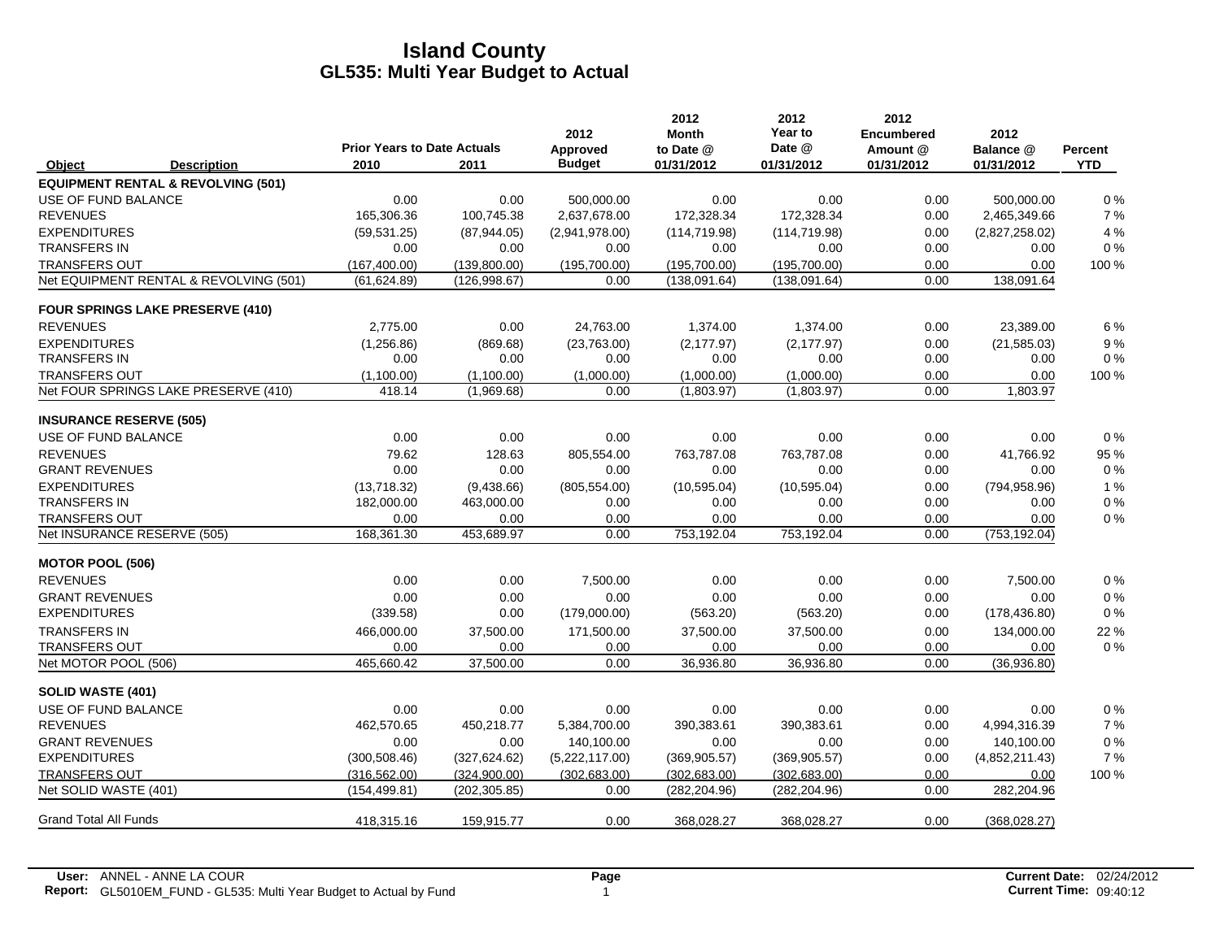# Island County
## GL535: Multi Year Budget to Actual

| Object | Description | Prior Years to Date Actuals 2010 | Prior Years to Date Actuals 2011 | 2012 Approved Budget | 2012 Month to Date @ 01/31/2012 | 2012 Year to Date @ 01/31/2012 | 2012 Encumbered Amount @ 01/31/2012 | 2012 Balance @ 01/31/2012 | Percent YTD |
|---|---|---|---|---|---|---|---|---|---|
| **EQUIPMENT RENTAL & REVOLVING (501)** | | | | | | | | | |
| USE OF FUND BALANCE | | 0.00 | 0.00 | 500,000.00 | 0.00 | 0.00 | 0.00 | 500,000.00 | 0 % |
| REVENUES | | 165,306.36 | 100,745.38 | 2,637,678.00 | 172,328.34 | 172,328.34 | 0.00 | 2,465,349.66 | 7 % |
| EXPENDITURES | | (59,531.25) | (87,944.05) | (2,941,978.00) | (114,719.98) | (114,719.98) | 0.00 | (2,827,258.02) | 4 % |
| TRANSFERS IN | | 0.00 | 0.00 | 0.00 | 0.00 | 0.00 | 0.00 | 0.00 | 0 % |
| TRANSFERS OUT | | (167,400.00) | (139,800.00) | (195,700.00) | (195,700.00) | (195,700.00) | 0.00 | 0.00 | 100 % |
| Net EQUIPMENT RENTAL & REVOLVING (501) | | (61,624.89) | (126,998.67) | 0.00 | (138,091.64) | (138,091.64) | 0.00 | 138,091.64 | |
| **FOUR SPRINGS LAKE PRESERVE (410)** | | | | | | | | | |
| REVENUES | | 2,775.00 | 0.00 | 24,763.00 | 1,374.00 | 1,374.00 | 0.00 | 23,389.00 | 6 % |
| EXPENDITURES | | (1,256.86) | (869.68) | (23,763.00) | (2,177.97) | (2,177.97) | 0.00 | (21,585.03) | 9 % |
| TRANSFERS IN | | 0.00 | 0.00 | 0.00 | 0.00 | 0.00 | 0.00 | 0.00 | 0 % |
| TRANSFERS OUT | | (1,100.00) | (1,100.00) | (1,000.00) | (1,000.00) | (1,000.00) | 0.00 | 0.00 | 100 % |
| Net FOUR SPRINGS LAKE PRESERVE (410) | | 418.14 | (1,969.68) | 0.00 | (1,803.97) | (1,803.97) | 0.00 | 1,803.97 | |
| **INSURANCE RESERVE (505)** | | | | | | | | | |
| USE OF FUND BALANCE | | 0.00 | 0.00 | 0.00 | 0.00 | 0.00 | 0.00 | 0.00 | 0 % |
| REVENUES | | 79.62 | 128.63 | 805,554.00 | 763,787.08 | 763,787.08 | 0.00 | 41,766.92 | 95 % |
| GRANT REVENUES | | 0.00 | 0.00 | 0.00 | 0.00 | 0.00 | 0.00 | 0.00 | 0 % |
| EXPENDITURES | | (13,718.32) | (9,438.66) | (805,554.00) | (10,595.04) | (10,595.04) | 0.00 | (794,958.96) | 1 % |
| TRANSFERS IN | | 182,000.00 | 463,000.00 | 0.00 | 0.00 | 0.00 | 0.00 | 0.00 | 0 % |
| TRANSFERS OUT | | 0.00 | 0.00 | 0.00 | 0.00 | 0.00 | 0.00 | 0.00 | 0 % |
| Net INSURANCE RESERVE (505) | | 168,361.30 | 453,689.97 | 0.00 | 753,192.04 | 753,192.04 | 0.00 | (753,192.04) | |
| **MOTOR POOL (506)** | | | | | | | | | |
| REVENUES | | 0.00 | 0.00 | 7,500.00 | 0.00 | 0.00 | 0.00 | 7,500.00 | 0 % |
| GRANT REVENUES | | 0.00 | 0.00 | 0.00 | 0.00 | 0.00 | 0.00 | 0.00 | 0 % |
| EXPENDITURES | | (339.58) | 0.00 | (179,000.00) | (563.20) | (563.20) | 0.00 | (178,436.80) | 0 % |
| TRANSFERS IN | | 466,000.00 | 37,500.00 | 171,500.00 | 37,500.00 | 37,500.00 | 0.00 | 134,000.00 | 22 % |
| TRANSFERS OUT | | 0.00 | 0.00 | 0.00 | 0.00 | 0.00 | 0.00 | 0.00 | 0 % |
| Net MOTOR POOL (506) | | 465,660.42 | 37,500.00 | 0.00 | 36,936.80 | 36,936.80 | 0.00 | (36,936.80) | |
| **SOLID WASTE (401)** | | | | | | | | | |
| USE OF FUND BALANCE | | 0.00 | 0.00 | 0.00 | 0.00 | 0.00 | 0.00 | 0.00 | 0 % |
| REVENUES | | 462,570.65 | 450,218.77 | 5,384,700.00 | 390,383.61 | 390,383.61 | 0.00 | 4,994,316.39 | 7 % |
| GRANT REVENUES | | 0.00 | 0.00 | 140,100.00 | 0.00 | 0.00 | 0.00 | 140,100.00 | 0 % |
| EXPENDITURES | | (300,508.46) | (327,624.62) | (5,222,117.00) | (369,905.57) | (369,905.57) | 0.00 | (4,852,211.43) | 7 % |
| TRANSFERS OUT | | (316,562.00) | (324,900.00) | (302,683.00) | (302,683.00) | (302,683.00) | 0.00 | 0.00 | 100 % |
| Net SOLID WASTE (401) | | (154,499.81) | (202,305.85) | 0.00 | (282,204.96) | (282,204.96) | 0.00 | 282,204.96 | |
| Grand Total All Funds | | 418,315.16 | 159,915.77 | 0.00 | 368,028.27 | 368,028.27 | 0.00 | (368,028.27) | |

User: ANNEL - ANNE LA COUR
Report: GL5010EM_FUND - GL535: Multi Year Budget to Actual by Fund

Current Date: 02/24/2012
Current Time: 09:40:12